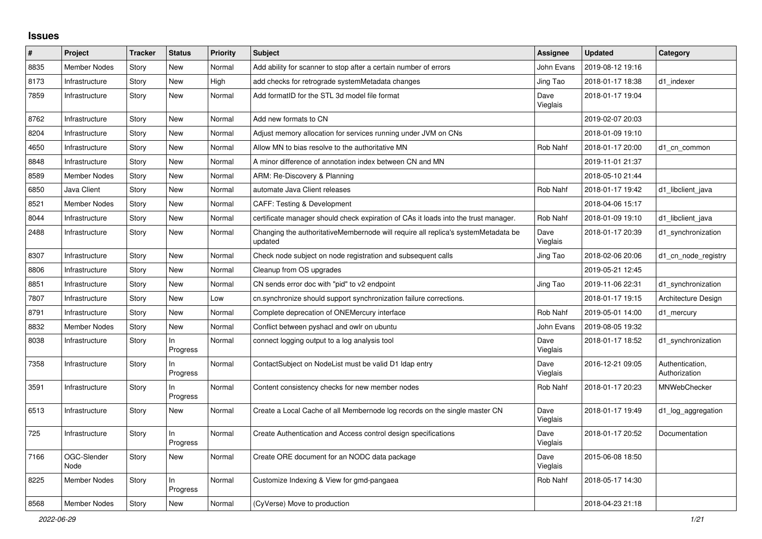## Issues

| # | Project | Tracker | Status | Priority | Subject | Assignee | Updated | Category |
|---|---|---|---|---|---|---|---|---|
| 8835 | Member Nodes | Story | New | Normal | Add ability for scanner to stop after a certain number of errors | John Evans | 2019-08-12 19:16 | |
| 8173 | Infrastructure | Story | New | High | add checks for retrograde systemMetadata changes | Jing Tao | 2018-01-17 18:38 | d1_indexer |
| 7859 | Infrastructure | Story | New | Normal | Add formatID for the STL 3d model file format | Dave Vieglais | 2018-01-17 19:04 | |
| 8762 | Infrastructure | Story | New | Normal | Add new formats to CN | | 2019-02-07 20:03 | |
| 8204 | Infrastructure | Story | New | Normal | Adjust memory allocation for services running under JVM on CNs | | 2018-01-09 19:10 | |
| 4650 | Infrastructure | Story | New | Normal | Allow MN to bias resolve to the authoritative MN | Rob Nahf | 2018-01-17 20:00 | d1_cn_common |
| 8848 | Infrastructure | Story | New | Normal | A minor difference of annotation index between CN and MN | | 2019-11-01 21:37 | |
| 8589 | Member Nodes | Story | New | Normal | ARM: Re-Discovery & Planning | | 2018-05-10 21:44 | |
| 6850 | Java Client | Story | New | Normal | automate Java Client releases | Rob Nahf | 2018-01-17 19:42 | d1_libclient_java |
| 8521 | Member Nodes | Story | New | Normal | CAFF: Testing & Development | | 2018-04-06 15:17 | |
| 8044 | Infrastructure | Story | New | Normal | certificate manager should check expiration of CAs it loads into the trust manager. | Rob Nahf | 2018-01-09 19:10 | d1_libclient_java |
| 2488 | Infrastructure | Story | New | Normal | Changing the authoritativeMembernode will require all replica's systemMetadata be updated | Dave Vieglais | 2018-01-17 20:39 | d1_synchronization |
| 8307 | Infrastructure | Story | New | Normal | Check node subject on node registration and subsequent calls | Jing Tao | 2018-02-06 20:06 | d1_cn_node_registry |
| 8806 | Infrastructure | Story | New | Normal | Cleanup from OS upgrades | | 2019-05-21 12:45 | |
| 8851 | Infrastructure | Story | New | Normal | CN sends error doc with "pid" to v2 endpoint | Jing Tao | 2019-11-06 22:31 | d1_synchronization |
| 7807 | Infrastructure | Story | New | Low | cn.synchronize should support synchronization failure corrections. | | 2018-01-17 19:15 | Architecture Design |
| 8791 | Infrastructure | Story | New | Normal | Complete deprecation of ONEMercury interface | Rob Nahf | 2019-05-01 14:00 | d1_mercury |
| 8832 | Member Nodes | Story | New | Normal | Conflict between pyshacl and owlr on ubuntu | John Evans | 2019-08-05 19:32 | |
| 8038 | Infrastructure | Story | In Progress | Normal | connect logging output to a log analysis tool | Dave Vieglais | 2018-01-17 18:52 | d1_synchronization |
| 7358 | Infrastructure | Story | In Progress | Normal | ContactSubject on NodeList must be valid D1 ldap entry | Dave Vieglais | 2016-12-21 09:05 | Authentication, Authorization |
| 3591 | Infrastructure | Story | In Progress | Normal | Content consistency checks for new member nodes | Rob Nahf | 2018-01-17 20:23 | MNWebChecker |
| 6513 | Infrastructure | Story | New | Normal | Create a Local Cache of all Membernode log records on the single master CN | Dave Vieglais | 2018-01-17 19:49 | d1_log_aggregation |
| 725 | Infrastructure | Story | In Progress | Normal | Create Authentication and Access control design specifications | Dave Vieglais | 2018-01-17 20:52 | Documentation |
| 7166 | OGC-Slender Node | Story | New | Normal | Create ORE document for an NODC data package | Dave Vieglais | 2015-06-08 18:50 | |
| 8225 | Member Nodes | Story | In Progress | Normal | Customize Indexing & View for gmd-pangaea | Rob Nahf | 2018-05-17 14:30 | |
| 8568 | Member Nodes | Story | New | Normal | (CyVerse) Move to production | | 2018-04-23 21:18 | |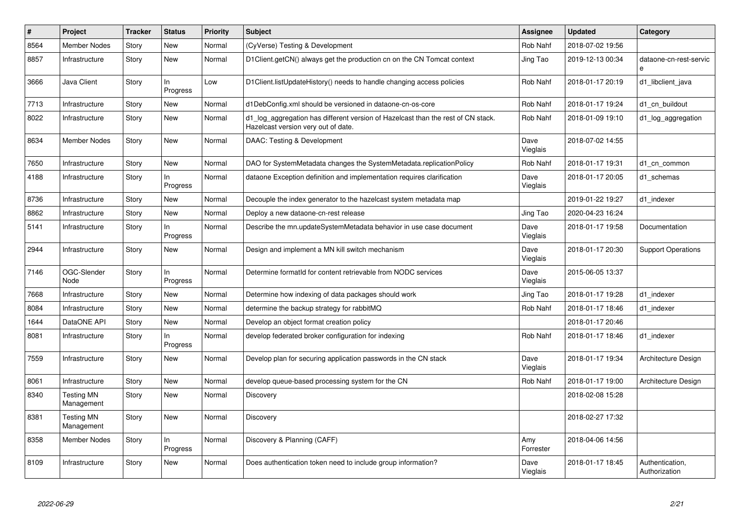| # | Project | Tracker | Status | Priority | Subject | Assignee | Updated | Category |
|---|---|---|---|---|---|---|---|---|
| 8564 | Member Nodes | Story | New | Normal | (CyVerse) Testing & Development | Rob Nahf | 2018-07-02 19:56 | |
| 8857 | Infrastructure | Story | New | Normal | D1Client.getCN() always get the production cn on the CN Tomcat context | Jing Tao | 2019-12-13 00:34 | dataone-cn-rest-service |
| 3666 | Java Client | Story | In Progress | Low | D1Client.listUpdateHistory() needs to handle changing access policies | Rob Nahf | 2018-01-17 20:19 | d1_libclient_java |
| 7713 | Infrastructure | Story | New | Normal | d1DebConfig.xml should be versioned in dataone-cn-os-core | Rob Nahf | 2018-01-17 19:24 | d1_cn_buildout |
| 8022 | Infrastructure | Story | New | Normal | d1_log_aggregation has different version of Hazelcast than the rest of CN stack. Hazelcast version very out of date. | Rob Nahf | 2018-01-09 19:10 | d1_log_aggregation |
| 8634 | Member Nodes | Story | New | Normal | DAAC: Testing & Development | Dave Vieglais | 2018-07-02 14:55 | |
| 7650 | Infrastructure | Story | New | Normal | DAO for SystemMetadata changes the SystemMetadata.replicationPolicy | Rob Nahf | 2018-01-17 19:31 | d1_cn_common |
| 4188 | Infrastructure | Story | In Progress | Normal | dataone Exception definition and implementation requires clarification | Dave Vieglais | 2018-01-17 20:05 | d1_schemas |
| 8736 | Infrastructure | Story | New | Normal | Decouple the index generator to the hazelcast system metadata map | | 2019-01-22 19:27 | d1_indexer |
| 8862 | Infrastructure | Story | New | Normal | Deploy a new dataone-cn-rest release | Jing Tao | 2020-04-23 16:24 | |
| 5141 | Infrastructure | Story | In Progress | Normal | Describe the mn.updateSystemMetadata behavior in use case document | Dave Vieglais | 2018-01-17 19:58 | Documentation |
| 2944 | Infrastructure | Story | New | Normal | Design and implement a MN kill switch mechanism | Dave Vieglais | 2018-01-17 20:30 | Support Operations |
| 7146 | OGC-Slender Node | Story | In Progress | Normal | Determine formatId for content retrievable from NODC services | Dave Vieglais | 2015-06-05 13:37 | |
| 7668 | Infrastructure | Story | New | Normal | Determine how indexing of data packages should work | Jing Tao | 2018-01-17 19:28 | d1_indexer |
| 8084 | Infrastructure | Story | New | Normal | determine the backup strategy for rabbitMQ | Rob Nahf | 2018-01-17 18:46 | d1_indexer |
| 1644 | DataONE API | Story | New | Normal | Develop an object format creation policy | | 2018-01-17 20:46 | |
| 8081 | Infrastructure | Story | In Progress | Normal | develop federated broker configuration for indexing | Rob Nahf | 2018-01-17 18:46 | d1_indexer |
| 7559 | Infrastructure | Story | New | Normal | Develop plan for securing application passwords in the CN stack | Dave Vieglais | 2018-01-17 19:34 | Architecture Design |
| 8061 | Infrastructure | Story | New | Normal | develop queue-based processing system for the CN | Rob Nahf | 2018-01-17 19:00 | Architecture Design |
| 8340 | Testing MN Management | Story | New | Normal | Discovery | | 2018-02-08 15:28 | |
| 8381 | Testing MN Management | Story | New | Normal | Discovery | | 2018-02-27 17:32 | |
| 8358 | Member Nodes | Story | In Progress | Normal | Discovery & Planning (CAFF) | Amy Forrester | 2018-04-06 14:56 | |
| 8109 | Infrastructure | Story | New | Normal | Does authentication token need to include group information? | Dave Vieglais | 2018-01-17 18:45 | Authentication, Authorization |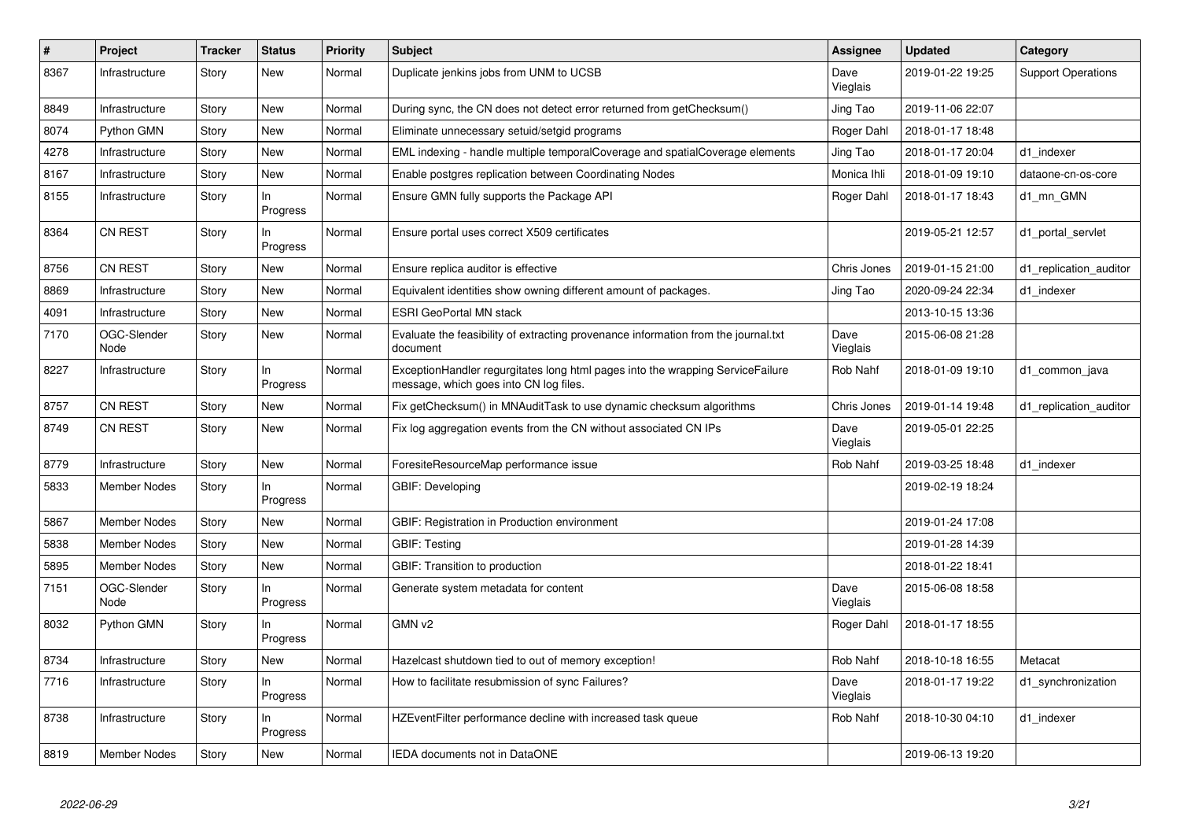| # | Project | Tracker | Status | Priority | Subject | Assignee | Updated | Category |
|---|---|---|---|---|---|---|---|---|
| 8367 | Infrastructure | Story | New | Normal | Duplicate jenkins jobs from UNM to UCSB | Dave Vieglais | 2019-01-22 19:25 | Support Operations |
| 8849 | Infrastructure | Story | New | Normal | During sync, the CN does not detect error returned from getChecksum() | Jing Tao | 2019-11-06 22:07 | |
| 8074 | Python GMN | Story | New | Normal | Eliminate unnecessary setuid/setgid programs | Roger Dahl | 2018-01-17 18:48 | |
| 4278 | Infrastructure | Story | New | Normal | EML indexing - handle multiple temporalCoverage and spatialCoverage elements | Jing Tao | 2018-01-17 20:04 | d1_indexer |
| 8167 | Infrastructure | Story | New | Normal | Enable postgres replication between Coordinating Nodes | Monica Ihli | 2018-01-09 19:10 | dataone-cn-os-core |
| 8155 | Infrastructure | Story | In Progress | Normal | Ensure GMN fully supports the Package API | Roger Dahl | 2018-01-17 18:43 | d1_mn_GMN |
| 8364 | CN REST | Story | In Progress | Normal | Ensure portal uses correct X509 certificates | | 2019-05-21 12:57 | d1_portal_servlet |
| 8756 | CN REST | Story | New | Normal | Ensure replica auditor is effective | Chris Jones | 2019-01-15 21:00 | d1_replication_auditor |
| 8869 | Infrastructure | Story | New | Normal | Equivalent identities show owning different amount of packages. | Jing Tao | 2020-09-24 22:34 | d1_indexer |
| 4091 | Infrastructure | Story | New | Normal | ESRI GeoPortal MN stack | | 2013-10-15 13:36 | |
| 7170 | OGC-Slender Node | Story | New | Normal | Evaluate the feasibility of extracting provenance information from the journal.txt document | Dave Vieglais | 2015-06-08 21:28 | |
| 8227 | Infrastructure | Story | In Progress | Normal | ExceptionHandler regurgitates long html pages into the wrapping ServiceFailure message, which goes into CN log files. | Rob Nahf | 2018-01-09 19:10 | d1_common_java |
| 8757 | CN REST | Story | New | Normal | Fix getChecksum() in MNAuditTask to use dynamic checksum algorithms | Chris Jones | 2019-01-14 19:48 | d1_replication_auditor |
| 8749 | CN REST | Story | New | Normal | Fix log aggregation events from the CN without associated CN IPs | Dave Vieglais | 2019-05-01 22:25 | |
| 8779 | Infrastructure | Story | New | Normal | ForesiteResourceMap performance issue | Rob Nahf | 2019-03-25 18:48 | d1_indexer |
| 5833 | Member Nodes | Story | In Progress | Normal | GBIF: Developing | | 2019-02-19 18:24 | |
| 5867 | Member Nodes | Story | New | Normal | GBIF: Registration in Production environment | | 2019-01-24 17:08 | |
| 5838 | Member Nodes | Story | New | Normal | GBIF: Testing | | 2019-01-28 14:39 | |
| 5895 | Member Nodes | Story | New | Normal | GBIF: Transition to production | | 2018-01-22 18:41 | |
| 7151 | OGC-Slender Node | Story | In Progress | Normal | Generate system metadata for content | Dave Vieglais | 2015-06-08 18:58 | |
| 8032 | Python GMN | Story | In Progress | Normal | GMN v2 | Roger Dahl | 2018-01-17 18:55 | |
| 8734 | Infrastructure | Story | New | Normal | Hazelcast shutdown tied to out of memory exception! | Rob Nahf | 2018-10-18 16:55 | Metacat |
| 7716 | Infrastructure | Story | In Progress | Normal | How to facilitate resubmission of sync Failures? | Dave Vieglais | 2018-01-17 19:22 | d1_synchronization |
| 8738 | Infrastructure | Story | In Progress | Normal | HZEventFilter performance decline with increased task queue | Rob Nahf | 2018-10-30 04:10 | d1_indexer |
| 8819 | Member Nodes | Story | New | Normal | IEDA documents not in DataONE | | 2019-06-13 19:20 | |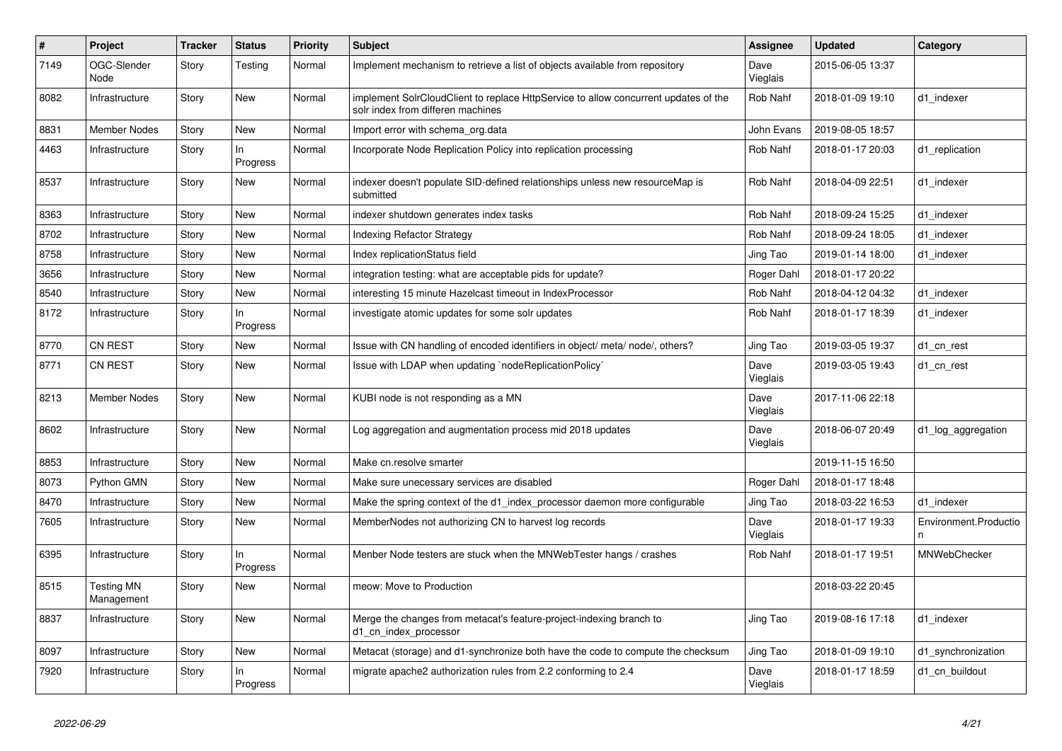| # | Project | Tracker | Status | Priority | Subject | Assignee | Updated | Category |
|---|---|---|---|---|---|---|---|---|
| 7149 | OGC-Slender Node | Story | Testing | Normal | Implement mechanism to retrieve a list of objects available from repository | Dave Vieglais | 2015-06-05 13:37 | |
| 8082 | Infrastructure | Story | New | Normal | implement SolrCloudClient to replace HttpService to allow concurrent updates of the solr index from differen machines | Rob Nahf | 2018-01-09 19:10 | d1_indexer |
| 8831 | Member Nodes | Story | New | Normal | Import error with schema_org.data | John Evans | 2019-08-05 18:57 | |
| 4463 | Infrastructure | Story | In Progress | Normal | Incorporate Node Replication Policy into replication processing | Rob Nahf | 2018-01-17 20:03 | d1_replication |
| 8537 | Infrastructure | Story | New | Normal | indexer doesn't populate SID-defined relationships unless new resourceMap is submitted | Rob Nahf | 2018-04-09 22:51 | d1_indexer |
| 8363 | Infrastructure | Story | New | Normal | indexer shutdown generates index tasks | Rob Nahf | 2018-09-24 15:25 | d1_indexer |
| 8702 | Infrastructure | Story | New | Normal | Indexing Refactor Strategy | Rob Nahf | 2018-09-24 18:05 | d1_indexer |
| 8758 | Infrastructure | Story | New | Normal | Index replicationStatus field | Jing Tao | 2019-01-14 18:00 | d1_indexer |
| 3656 | Infrastructure | Story | New | Normal | integration testing: what are acceptable pids for update? | Roger Dahl | 2018-01-17 20:22 | |
| 8540 | Infrastructure | Story | New | Normal | interesting 15 minute Hazelcast timeout in IndexProcessor | Rob Nahf | 2018-04-12 04:32 | d1_indexer |
| 8172 | Infrastructure | Story | In Progress | Normal | investigate atomic updates for some solr updates | Rob Nahf | 2018-01-17 18:39 | d1_indexer |
| 8770 | CN REST | Story | New | Normal | Issue with CN handling of encoded identifiers in object/ meta/ node/, others? | Jing Tao | 2019-03-05 19:37 | d1_cn_rest |
| 8771 | CN REST | Story | New | Normal | Issue with LDAP when updating `nodeReplicationPolicy` | Dave Vieglais | 2019-03-05 19:43 | d1_cn_rest |
| 8213 | Member Nodes | Story | New | Normal | KUBI node is not responding as a MN | Dave Vieglais | 2017-11-06 22:18 | |
| 8602 | Infrastructure | Story | New | Normal | Log aggregation and augmentation process mid 2018 updates | Dave Vieglais | 2018-06-07 20:49 | d1_log_aggregation |
| 8853 | Infrastructure | Story | New | Normal | Make cn.resolve smarter | | 2019-11-15 16:50 | |
| 8073 | Python GMN | Story | New | Normal | Make sure unecessary services are disabled | Roger Dahl | 2018-01-17 18:48 | |
| 8470 | Infrastructure | Story | New | Normal | Make the spring context of the d1_index_processor daemon more configurable | Jing Tao | 2018-03-22 16:53 | d1_indexer |
| 7605 | Infrastructure | Story | New | Normal | MemberNodes not authorizing CN to harvest log records | Dave Vieglais | 2018-01-17 19:33 | Environment.Production |
| 6395 | Infrastructure | Story | In Progress | Normal | Menber Node testers are stuck when the MNWebTester hangs / crashes | Rob Nahf | 2018-01-17 19:51 | MNWebChecker |
| 8515 | Testing MN Management | Story | New | Normal | meow: Move to Production | | 2018-03-22 20:45 | |
| 8837 | Infrastructure | Story | New | Normal | Merge the changes from metacat's feature-project-indexing branch to d1_cn_index_processor | Jing Tao | 2019-08-16 17:18 | d1_indexer |
| 8097 | Infrastructure | Story | New | Normal | Metacat (storage) and d1-synchronize both have the code to compute the checksum | Jing Tao | 2018-01-09 19:10 | d1_synchronization |
| 7920 | Infrastructure | Story | In Progress | Normal | migrate apache2 authorization rules from 2.2 conforming to 2.4 | Dave Vieglais | 2018-01-17 18:59 | d1_cn_buildout |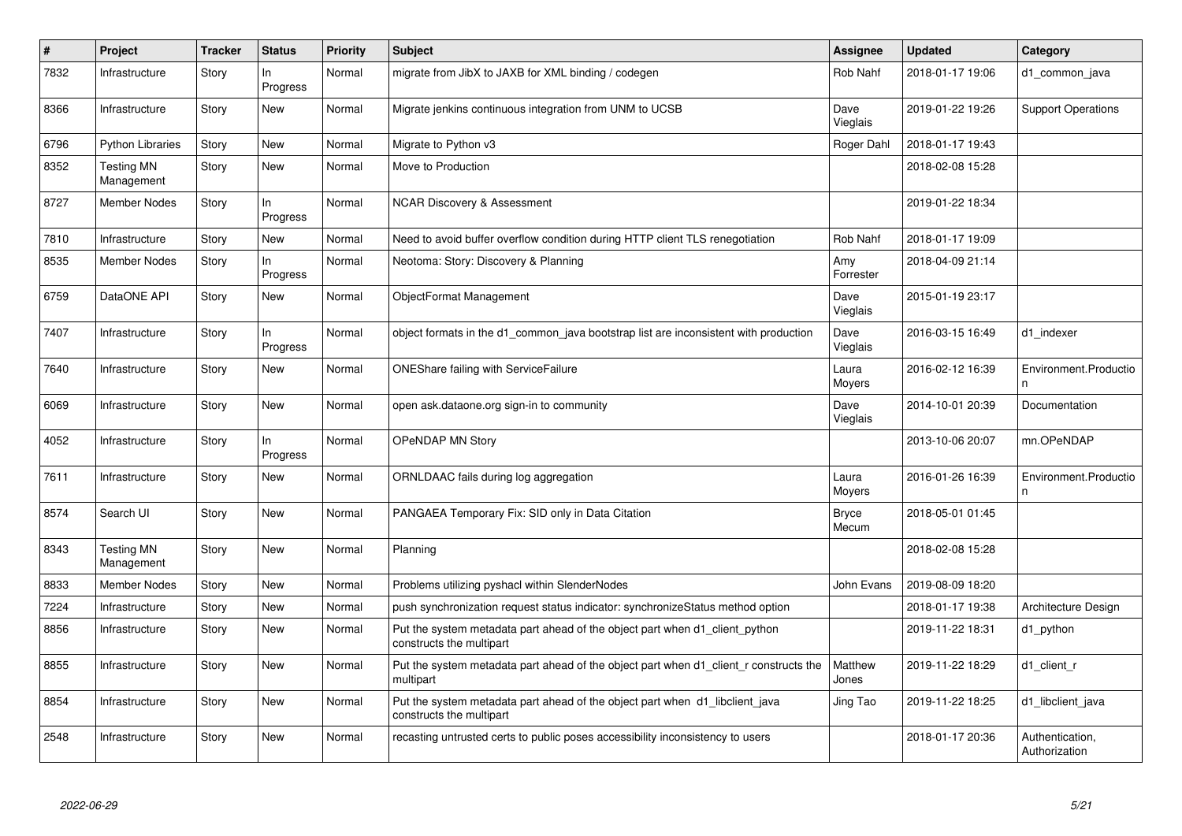| # | Project | Tracker | Status | Priority | Subject | Assignee | Updated | Category |
|---|---|---|---|---|---|---|---|---|
| 7832 | Infrastructure | Story | In Progress | Normal | migrate from JibX to JAXB for XML binding / codegen | Rob Nahf | 2018-01-17 19:06 | d1_common_java |
| 8366 | Infrastructure | Story | New | Normal | Migrate jenkins continuous integration from UNM to UCSB | Dave Vieglais | 2019-01-22 19:26 | Support Operations |
| 6796 | Python Libraries | Story | New | Normal | Migrate to Python v3 | Roger Dahl | 2018-01-17 19:43 | |
| 8352 | Testing MN Management | Story | New | Normal | Move to Production | | 2018-02-08 15:28 | |
| 8727 | Member Nodes | Story | In Progress | Normal | NCAR Discovery & Assessment | | 2019-01-22 18:34 | |
| 7810 | Infrastructure | Story | New | Normal | Need to avoid buffer overflow condition during HTTP client TLS renegotiation | Rob Nahf | 2018-01-17 19:09 | |
| 8535 | Member Nodes | Story | In Progress | Normal | Neotoma: Story: Discovery & Planning | Amy Forrester | 2018-04-09 21:14 | |
| 6759 | DataONE API | Story | New | Normal | ObjectFormat Management | Dave Vieglais | 2015-01-19 23:17 | |
| 7407 | Infrastructure | Story | In Progress | Normal | object formats in the d1_common_java bootstrap list are inconsistent with production | Dave Vieglais | 2016-03-15 16:49 | d1_indexer |
| 7640 | Infrastructure | Story | New | Normal | ONEShare failing with ServiceFailure | Laura Moyers | 2016-02-12 16:39 | Environment.Production |
| 6069 | Infrastructure | Story | New | Normal | open ask.dataone.org sign-in to community | Dave Vieglais | 2014-10-01 20:39 | Documentation |
| 4052 | Infrastructure | Story | In Progress | Normal | OPeNDAP MN Story | | 2013-10-06 20:07 | mn.OPeNDAP |
| 7611 | Infrastructure | Story | New | Normal | ORNLDAAC fails during log aggregation | Laura Moyers | 2016-01-26 16:39 | Environment.Production |
| 8574 | Search UI | Story | New | Normal | PANGAEA Temporary Fix: SID only in Data Citation | Bryce Mecum | 2018-05-01 01:45 | |
| 8343 | Testing MN Management | Story | New | Normal | Planning | | 2018-02-08 15:28 | |
| 8833 | Member Nodes | Story | New | Normal | Problems utilizing pyshacl within SlenderNodes | John Evans | 2019-08-09 18:20 | |
| 7224 | Infrastructure | Story | New | Normal | push synchronization request status indicator: synchronizeStatus method option | | 2018-01-17 19:38 | Architecture Design |
| 8856 | Infrastructure | Story | New | Normal | Put the system metadata part ahead of the object part when d1_client_python constructs the multipart | | 2019-11-22 18:31 | d1_python |
| 8855 | Infrastructure | Story | New | Normal | Put the system metadata part ahead of the object part when d1_client_r constructs the multipart | Matthew Jones | 2019-11-22 18:29 | d1_client_r |
| 8854 | Infrastructure | Story | New | Normal | Put the system metadata part ahead of the object part when d1_libclient_java constructs the multipart | Jing Tao | 2019-11-22 18:25 | d1_libclient_java |
| 2548 | Infrastructure | Story | New | Normal | recasting untrusted certs to public poses accessibility inconsistency to users | | 2018-01-17 20:36 | Authentication, Authorization |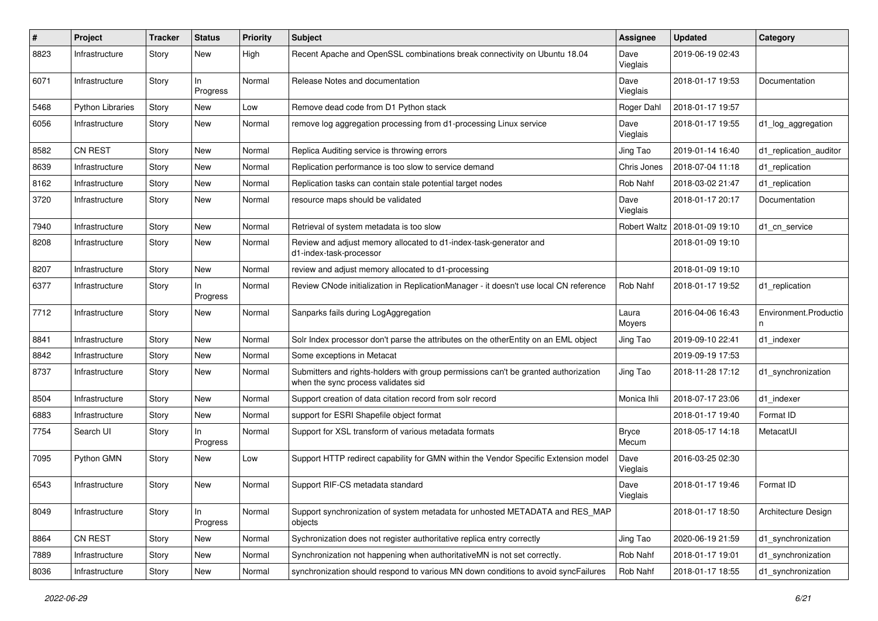| # | Project | Tracker | Status | Priority | Subject | Assignee | Updated | Category |
|---|---|---|---|---|---|---|---|---|
| 8823 | Infrastructure | Story | New | High | Recent Apache and OpenSSL combinations break connectivity on Ubuntu 18.04 | Dave Vieglais | 2019-06-19 02:43 | |
| 6071 | Infrastructure | Story | In Progress | Normal | Release Notes and documentation | Dave Vieglais | 2018-01-17 19:53 | Documentation |
| 5468 | Python Libraries | Story | New | Low | Remove dead code from D1 Python stack | Roger Dahl | 2018-01-17 19:57 | |
| 6056 | Infrastructure | Story | New | Normal | remove log aggregation processing from d1-processing Linux service | Dave Vieglais | 2018-01-17 19:55 | d1_log_aggregation |
| 8582 | CN REST | Story | New | Normal | Replica Auditing service is throwing errors | Jing Tao | 2019-01-14 16:40 | d1_replication_auditor |
| 8639 | Infrastructure | Story | New | Normal | Replication performance is too slow to service demand | Chris Jones | 2018-07-04 11:18 | d1_replication |
| 8162 | Infrastructure | Story | New | Normal | Replication tasks can contain stale potential target nodes | Rob Nahf | 2018-03-02 21:47 | d1_replication |
| 3720 | Infrastructure | Story | New | Normal | resource maps should be validated | Dave Vieglais | 2018-01-17 20:17 | Documentation |
| 7940 | Infrastructure | Story | New | Normal | Retrieval of system metadata is too slow | Robert Waltz | 2018-01-09 19:10 | d1_cn_service |
| 8208 | Infrastructure | Story | New | Normal | Review and adjust memory allocated to d1-index-task-generator and d1-index-task-processor | | 2018-01-09 19:10 | |
| 8207 | Infrastructure | Story | New | Normal | review and adjust memory allocated to d1-processing | | 2018-01-09 19:10 | |
| 6377 | Infrastructure | Story | In Progress | Normal | Review CNode initialization in ReplicationManager - it doesn't use local CN reference | Rob Nahf | 2018-01-17 19:52 | d1_replication |
| 7712 | Infrastructure | Story | New | Normal | Sanparks fails during LogAggregation | Laura Moyers | 2016-04-06 16:43 | Environment.Production |
| 8841 | Infrastructure | Story | New | Normal | Solr Index processor don't parse the attributes on the otherEntity on an EML object | Jing Tao | 2019-09-10 22:41 | d1_indexer |
| 8842 | Infrastructure | Story | New | Normal | Some exceptions in Metacat | | 2019-09-19 17:53 | |
| 8737 | Infrastructure | Story | New | Normal | Submitters and rights-holders with group permissions can't be granted authorization when the sync process validates sid | Jing Tao | 2018-11-28 17:12 | d1_synchronization |
| 8504 | Infrastructure | Story | New | Normal | Support creation of data citation record from solr record | Monica Ihli | 2018-07-17 23:06 | d1_indexer |
| 6883 | Infrastructure | Story | New | Normal | support for ESRI Shapefile object format | | 2018-01-17 19:40 | Format ID |
| 7754 | Search UI | Story | In Progress | Normal | Support for XSL transform of various metadata formats | Bryce Mecum | 2018-05-17 14:18 | MetacatUI |
| 7095 | Python GMN | Story | New | Low | Support HTTP redirect capability for GMN within the Vendor Specific Extension model | Dave Vieglais | 2016-03-25 02:30 | |
| 6543 | Infrastructure | Story | New | Normal | Support RIF-CS metadata standard | Dave Vieglais | 2018-01-17 19:46 | Format ID |
| 8049 | Infrastructure | Story | In Progress | Normal | Support synchronization of system metadata for unhosted METADATA and RES_MAP objects | | 2018-01-17 18:50 | Architecture Design |
| 8864 | CN REST | Story | New | Normal | Sychronization does not register authoritative replica entry correctly | Jing Tao | 2020-06-19 21:59 | d1_synchronization |
| 7889 | Infrastructure | Story | New | Normal | Synchronization not happening when authoritativeMN is not set correctly. | Rob Nahf | 2018-01-17 19:01 | d1_synchronization |
| 8036 | Infrastructure | Story | New | Normal | synchronization should respond to various MN down conditions to avoid syncFailures | Rob Nahf | 2018-01-17 18:55 | d1_synchronization |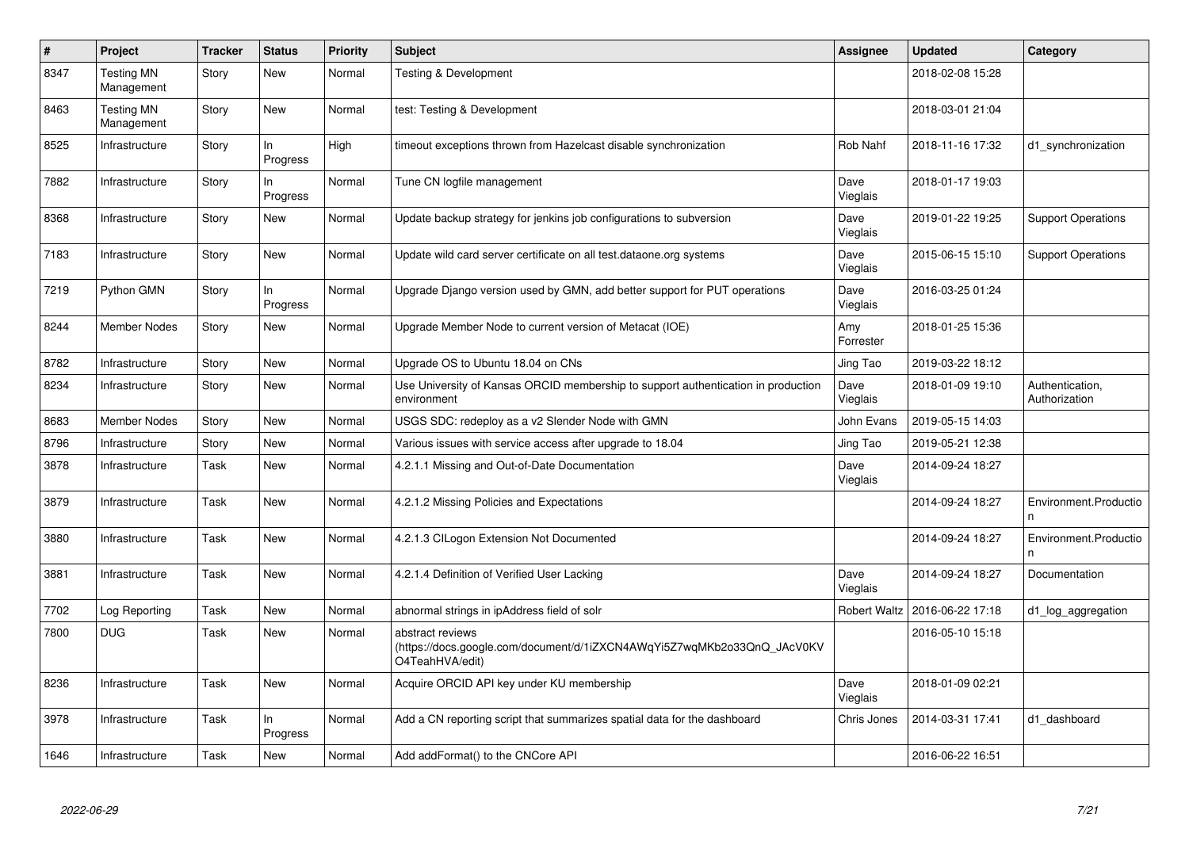| # | Project | Tracker | Status | Priority | Subject | Assignee | Updated | Category |
|---|---|---|---|---|---|---|---|---|
| 8347 | Testing MN Management | Story | New | Normal | Testing & Development | | 2018-02-08 15:28 | |
| 8463 | Testing MN Management | Story | New | Normal | test: Testing & Development | | 2018-03-01 21:04 | |
| 8525 | Infrastructure | Story | In Progress | High | timeout exceptions thrown from Hazelcast disable synchronization | Rob Nahf | 2018-11-16 17:32 | d1_synchronization |
| 7882 | Infrastructure | Story | In Progress | Normal | Tune CN logfile management | Dave Vieglais | 2018-01-17 19:03 | |
| 8368 | Infrastructure | Story | New | Normal | Update backup strategy for jenkins job configurations to subversion | Dave Vieglais | 2019-01-22 19:25 | Support Operations |
| 7183 | Infrastructure | Story | New | Normal | Update wild card server certificate on all test.dataone.org systems | Dave Vieglais | 2015-06-15 15:10 | Support Operations |
| 7219 | Python GMN | Story | In Progress | Normal | Upgrade Django version used by GMN, add better support for PUT operations | Dave Vieglais | 2016-03-25 01:24 | |
| 8244 | Member Nodes | Story | New | Normal | Upgrade Member Node to current version of Metacat (IOE) | Amy Forrester | 2018-01-25 15:36 | |
| 8782 | Infrastructure | Story | New | Normal | Upgrade OS to Ubuntu 18.04 on CNs | Jing Tao | 2019-03-22 18:12 | |
| 8234 | Infrastructure | Story | New | Normal | Use University of Kansas ORCID membership to support authentication in production environment | Dave Vieglais | 2018-01-09 19:10 | Authentication, Authorization |
| 8683 | Member Nodes | Story | New | Normal | USGS SDC: redeploy as a v2 Slender Node with GMN | John Evans | 2019-05-15 14:03 | |
| 8796 | Infrastructure | Story | New | Normal | Various issues with service access after upgrade to 18.04 | Jing Tao | 2019-05-21 12:38 | |
| 3878 | Infrastructure | Task | New | Normal | 4.2.1.1 Missing and Out-of-Date Documentation | Dave Vieglais | 2014-09-24 18:27 | |
| 3879 | Infrastructure | Task | New | Normal | 4.2.1.2 Missing Policies and Expectations | | 2014-09-24 18:27 | Environment.Production |
| 3880 | Infrastructure | Task | New | Normal | 4.2.1.3 CILogon Extension Not Documented | | 2014-09-24 18:27 | Environment.Production |
| 3881 | Infrastructure | Task | New | Normal | 4.2.1.4 Definition of Verified User Lacking | Dave Vieglais | 2014-09-24 18:27 | Documentation |
| 7702 | Log Reporting | Task | New | Normal | abnormal strings in ipAddress field of solr | Robert Waltz | 2016-06-22 17:18 | d1_log_aggregation |
| 7800 | DUG | Task | New | Normal | abstract reviews (https://docs.google.com/document/d/1iZXCN4AWqYi5Z7wqMKb2o33QnQ_JAcV0KVO4TeahHVA/edit) | | 2016-05-10 15:18 | |
| 8236 | Infrastructure | Task | New | Normal | Acquire ORCID API key under KU membership | Dave Vieglais | 2018-01-09 02:21 | |
| 3978 | Infrastructure | Task | In Progress | Normal | Add a CN reporting script that summarizes spatial data for the dashboard | Chris Jones | 2014-03-31 17:41 | d1_dashboard |
| 1646 | Infrastructure | Task | New | Normal | Add addFormat() to the CNCore API | | 2016-06-22 16:51 | |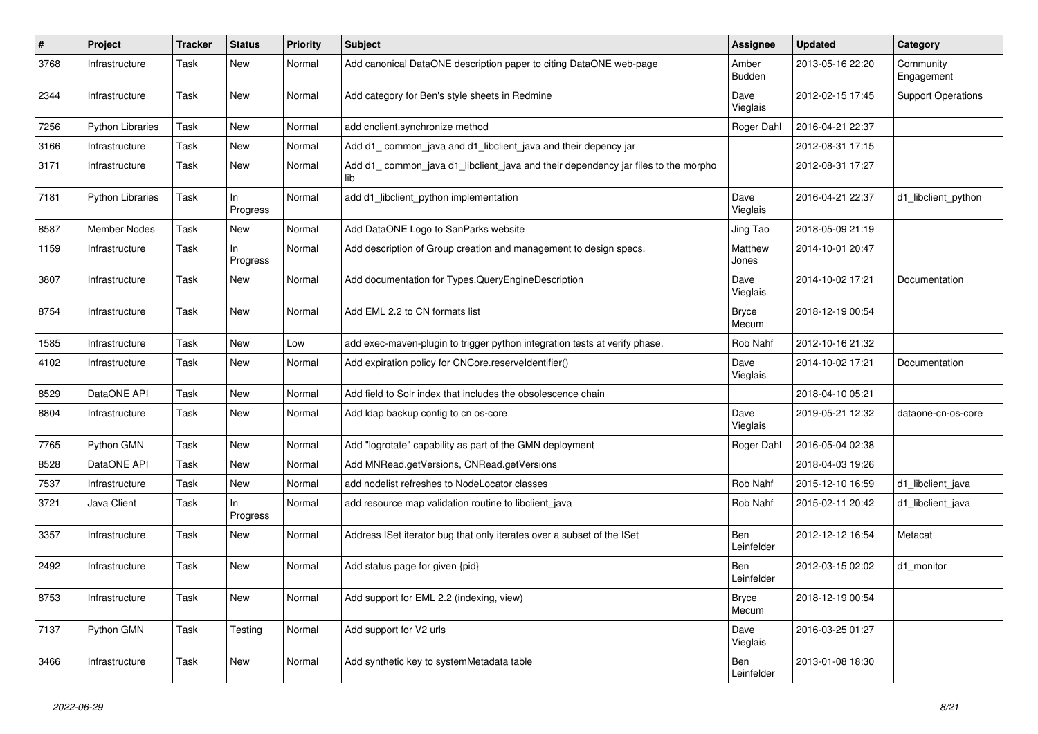| # | Project | Tracker | Status | Priority | Subject | Assignee | Updated | Category |
|---|---|---|---|---|---|---|---|---|
| 3768 | Infrastructure | Task | New | Normal | Add canonical DataONE description paper to citing DataONE web-page | Amber Budden | 2013-05-16 22:20 | Community Engagement |
| 2344 | Infrastructure | Task | New | Normal | Add category for Ben's style sheets in Redmine | Dave Vieglais | 2012-02-15 17:45 | Support Operations |
| 7256 | Python Libraries | Task | New | Normal | add cnclient.synchronize method | Roger Dahl | 2016-04-21 22:37 | |
| 3166 | Infrastructure | Task | New | Normal | Add d1_ common_java and d1_libclient_java and their depency jar | | 2012-08-31 17:15 | |
| 3171 | Infrastructure | Task | New | Normal | Add d1_ common_java d1_libclient_java and their dependency jar files to the morpho lib | | 2012-08-31 17:27 | |
| 7181 | Python Libraries | Task | In Progress | Normal | add d1_libclient_python implementation | Dave Vieglais | 2016-04-21 22:37 | d1_libclient_python |
| 8587 | Member Nodes | Task | New | Normal | Add DataONE Logo to SanParks website | Jing Tao | 2018-05-09 21:19 | |
| 1159 | Infrastructure | Task | In Progress | Normal | Add description of Group creation and management to design specs. | Matthew Jones | 2014-10-01 20:47 | |
| 3807 | Infrastructure | Task | New | Normal | Add documentation for Types.QueryEngineDescription | Dave Vieglais | 2014-10-02 17:21 | Documentation |
| 8754 | Infrastructure | Task | New | Normal | Add EML 2.2 to CN formats list | Bryce Mecum | 2018-12-19 00:54 | |
| 1585 | Infrastructure | Task | New | Low | add exec-maven-plugin to trigger python integration tests at verify phase. | Rob Nahf | 2012-10-16 21:32 | |
| 4102 | Infrastructure | Task | New | Normal | Add expiration policy for CNCore.reserveIdentifier() | Dave Vieglais | 2014-10-02 17:21 | Documentation |
| 8529 | DataONE API | Task | New | Normal | Add field to Solr index that includes the obsolescence chain | | 2018-04-10 05:21 | |
| 8804 | Infrastructure | Task | New | Normal | Add ldap backup config to cn os-core | Dave Vieglais | 2019-05-21 12:32 | dataone-cn-os-core |
| 7765 | Python GMN | Task | New | Normal | Add "logrotate" capability as part of the GMN deployment | Roger Dahl | 2016-05-04 02:38 | |
| 8528 | DataONE API | Task | New | Normal | Add MNRead.getVersions, CNRead.getVersions | | 2018-04-03 19:26 | |
| 7537 | Infrastructure | Task | New | Normal | add nodelist refreshes to NodeLocator classes | Rob Nahf | 2015-12-10 16:59 | d1_libclient_java |
| 3721 | Java Client | Task | In Progress | Normal | add resource map validation routine to libclient_java | Rob Nahf | 2015-02-11 20:42 | d1_libclient_java |
| 3357 | Infrastructure | Task | New | Normal | Address ISet iterator bug that only iterates over a subset of the ISet | Ben Leinfelder | 2012-12-12 16:54 | Metacat |
| 2492 | Infrastructure | Task | New | Normal | Add status page for given {pid} | Ben Leinfelder | 2012-03-15 02:02 | d1_monitor |
| 8753 | Infrastructure | Task | New | Normal | Add support for EML 2.2 (indexing, view) | Bryce Mecum | 2018-12-19 00:54 | |
| 7137 | Python GMN | Task | Testing | Normal | Add support for V2 urls | Dave Vieglais | 2016-03-25 01:27 | |
| 3466 | Infrastructure | Task | New | Normal | Add synthetic key to systemMetadata table | Ben Leinfelder | 2013-01-08 18:30 | |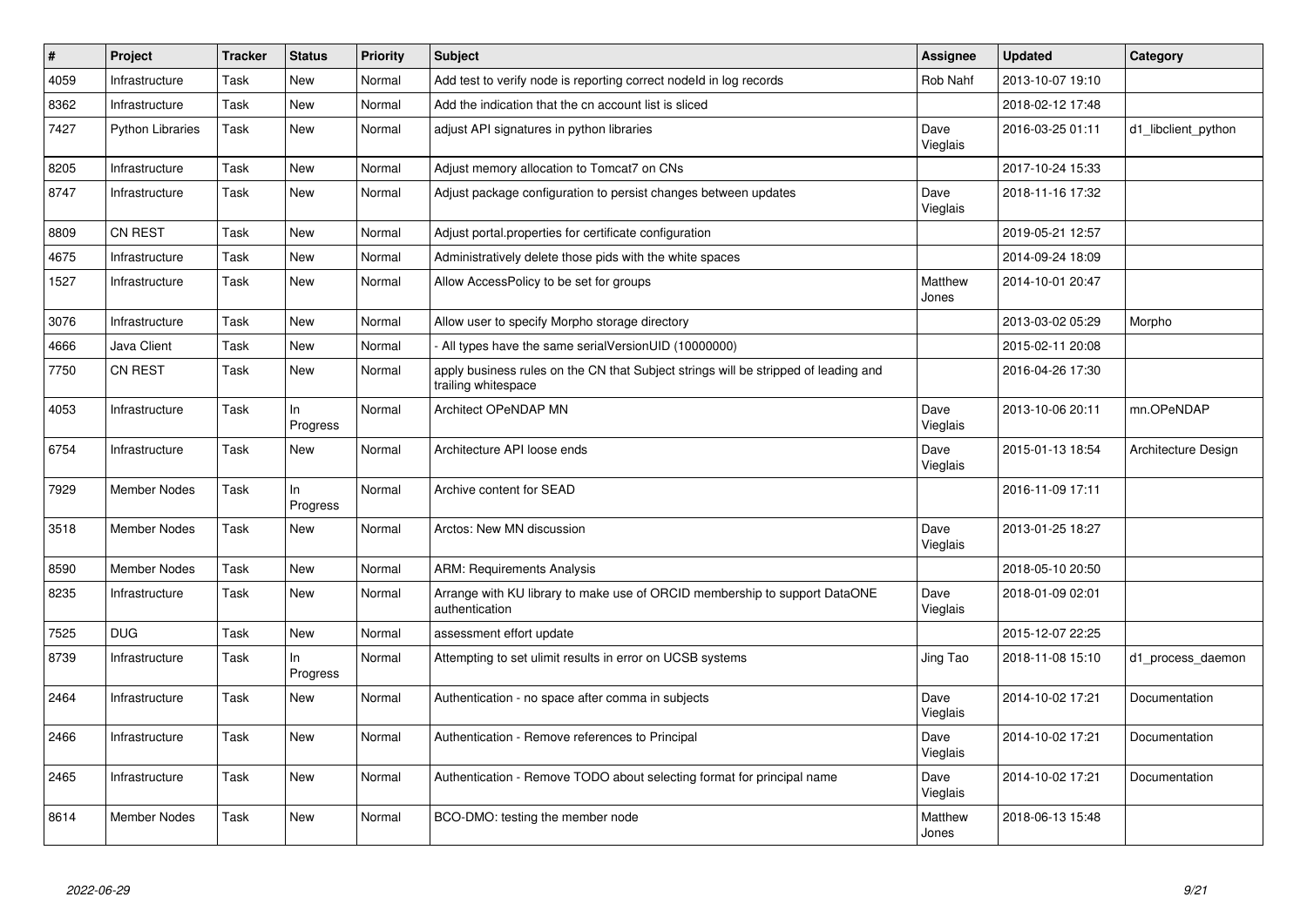| # | Project | Tracker | Status | Priority | Subject | Assignee | Updated | Category |
|---|---|---|---|---|---|---|---|---|
| 4059 | Infrastructure | Task | New | Normal | Add test to verify node is reporting correct nodeId in log records | Rob Nahf | 2013-10-07 19:10 | |
| 8362 | Infrastructure | Task | New | Normal | Add the indication that the cn account list is sliced | | 2018-02-12 17:48 | |
| 7427 | Python Libraries | Task | New | Normal | adjust API signatures in python libraries | Dave Vieglais | 2016-03-25 01:11 | d1_libclient_python |
| 8205 | Infrastructure | Task | New | Normal | Adjust memory allocation to Tomcat7 on CNs | | 2017-10-24 15:33 | |
| 8747 | Infrastructure | Task | New | Normal | Adjust package configuration to persist changes between updates | Dave Vieglais | 2018-11-16 17:32 | |
| 8809 | CN REST | Task | New | Normal | Adjust portal.properties for certificate configuration | | 2019-05-21 12:57 | |
| 4675 | Infrastructure | Task | New | Normal | Administratively delete those pids with the white spaces | | 2014-09-24 18:09 | |
| 1527 | Infrastructure | Task | New | Normal | Allow AccessPolicy to be set for groups | Matthew Jones | 2014-10-01 20:47 | |
| 3076 | Infrastructure | Task | New | Normal | Allow user to specify Morpho storage directory | | 2013-03-02 05:29 | Morpho |
| 4666 | Java Client | Task | New | Normal | - All types have the same serialVersionUID (10000000) | | 2015-02-11 20:08 | |
| 7750 | CN REST | Task | New | Normal | apply business rules on the CN that Subject strings will be stripped of leading and trailing whitespace | | 2016-04-26 17:30 | |
| 4053 | Infrastructure | Task | In Progress | Normal | Architect OPeNDAP MN | Dave Vieglais | 2013-10-06 20:11 | mn.OPeNDAP |
| 6754 | Infrastructure | Task | New | Normal | Architecture API loose ends | Dave Vieglais | 2015-01-13 18:54 | Architecture Design |
| 7929 | Member Nodes | Task | In Progress | Normal | Archive content for SEAD | | 2016-11-09 17:11 | |
| 3518 | Member Nodes | Task | New | Normal | Arctos: New MN discussion | Dave Vieglais | 2013-01-25 18:27 | |
| 8590 | Member Nodes | Task | New | Normal | ARM: Requirements Analysis | | 2018-05-10 20:50 | |
| 8235 | Infrastructure | Task | New | Normal | Arrange with KU library to make use of ORCID membership to support DataONE authentication | Dave Vieglais | 2018-01-09 02:01 | |
| 7525 | DUG | Task | New | Normal | assessment effort update | | 2015-12-07 22:25 | |
| 8739 | Infrastructure | Task | In Progress | Normal | Attempting to set ulimit results in error on UCSB systems | Jing Tao | 2018-11-08 15:10 | d1_process_daemon |
| 2464 | Infrastructure | Task | New | Normal | Authentication - no space after comma in subjects | Dave Vieglais | 2014-10-02 17:21 | Documentation |
| 2466 | Infrastructure | Task | New | Normal | Authentication - Remove references to Principal | Dave Vieglais | 2014-10-02 17:21 | Documentation |
| 2465 | Infrastructure | Task | New | Normal | Authentication - Remove TODO about selecting format for principal name | Dave Vieglais | 2014-10-02 17:21 | Documentation |
| 8614 | Member Nodes | Task | New | Normal | BCO-DMO: testing the member node | Matthew Jones | 2018-06-13 15:48 | |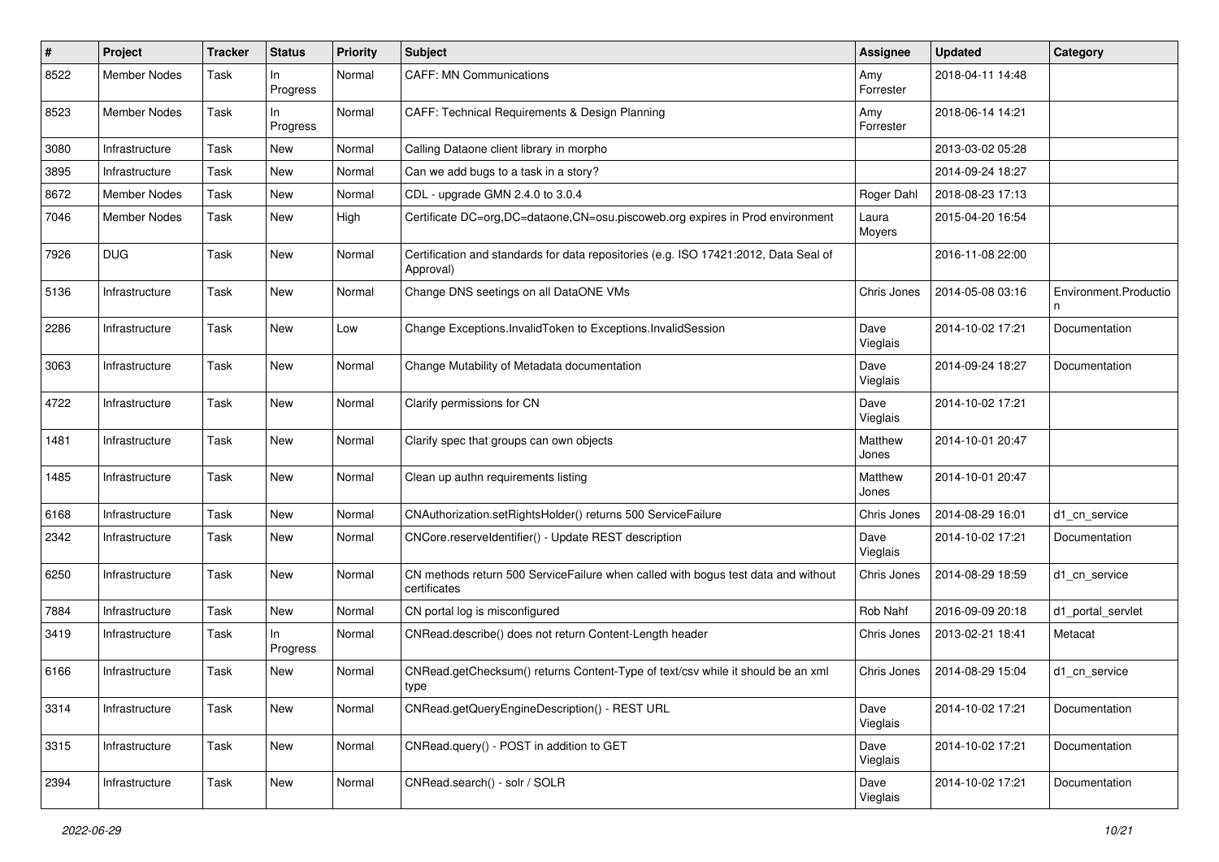| # | Project | Tracker | Status | Priority | Subject | Assignee | Updated | Category |
|---|---|---|---|---|---|---|---|---|
| 8522 | Member Nodes | Task | In Progress | Normal | CAFF: MN Communications | Amy Forrester | 2018-04-11 14:48 | |
| 8523 | Member Nodes | Task | In Progress | Normal | CAFF: Technical Requirements & Design Planning | Amy Forrester | 2018-06-14 14:21 | |
| 3080 | Infrastructure | Task | New | Normal | Calling Dataone client library in morpho | | 2013-03-02 05:28 | |
| 3895 | Infrastructure | Task | New | Normal | Can we add bugs to a task in a story? | | 2014-09-24 18:27 | |
| 8672 | Member Nodes | Task | New | Normal | CDL - upgrade GMN 2.4.0 to 3.0.4 | Roger Dahl | 2018-08-23 17:13 | |
| 7046 | Member Nodes | Task | New | High | Certificate DC=org,DC=dataone,CN=osu.piscoweb.org expires in Prod environment | Laura Moyers | 2015-04-20 16:54 | |
| 7926 | DUG | Task | New | Normal | Certification and standards for data repositories (e.g. ISO 17421:2012, Data Seal of Approval) | | 2016-11-08 22:00 | |
| 5136 | Infrastructure | Task | New | Normal | Change DNS seetings on all DataONE VMs | Chris Jones | 2014-05-08 03:16 | Environment.Production |
| 2286 | Infrastructure | Task | New | Low | Change Exceptions.InvalidToken to Exceptions.InvalidSession | Dave Vieglais | 2014-10-02 17:21 | Documentation |
| 3063 | Infrastructure | Task | New | Normal | Change Mutability of Metadata documentation | Dave Vieglais | 2014-09-24 18:27 | Documentation |
| 4722 | Infrastructure | Task | New | Normal | Clarify permissions for CN | Dave Vieglais | 2014-10-02 17:21 | |
| 1481 | Infrastructure | Task | New | Normal | Clarify spec that groups can own objects | Matthew Jones | 2014-10-01 20:47 | |
| 1485 | Infrastructure | Task | New | Normal | Clean up authn requirements listing | Matthew Jones | 2014-10-01 20:47 | |
| 6168 | Infrastructure | Task | New | Normal | CNAuthorization.setRightsHolder() returns 500 ServiceFailure | Chris Jones | 2014-08-29 16:01 | d1_cn_service |
| 2342 | Infrastructure | Task | New | Normal | CNCore.reserveIdentifier() - Update REST description | Dave Vieglais | 2014-10-02 17:21 | Documentation |
| 6250 | Infrastructure | Task | New | Normal | CN methods return 500 ServiceFailure when called with bogus test data and without certificates | Chris Jones | 2014-08-29 18:59 | d1_cn_service |
| 7884 | Infrastructure | Task | New | Normal | CN portal log is misconfigured | Rob Nahf | 2016-09-09 20:18 | d1_portal_servlet |
| 3419 | Infrastructure | Task | In Progress | Normal | CNRead.describe() does not return Content-Length header | Chris Jones | 2013-02-21 18:41 | Metacat |
| 6166 | Infrastructure | Task | New | Normal | CNRead.getChecksum() returns Content-Type of text/csv while it should be an xml type | Chris Jones | 2014-08-29 15:04 | d1_cn_service |
| 3314 | Infrastructure | Task | New | Normal | CNRead.getQueryEngineDescription() - REST URL | Dave Vieglais | 2014-10-02 17:21 | Documentation |
| 3315 | Infrastructure | Task | New | Normal | CNRead.query() - POST in addition to GET | Dave Vieglais | 2014-10-02 17:21 | Documentation |
| 2394 | Infrastructure | Task | New | Normal | CNRead.search() - solr / SOLR | Dave Vieglais | 2014-10-02 17:21 | Documentation |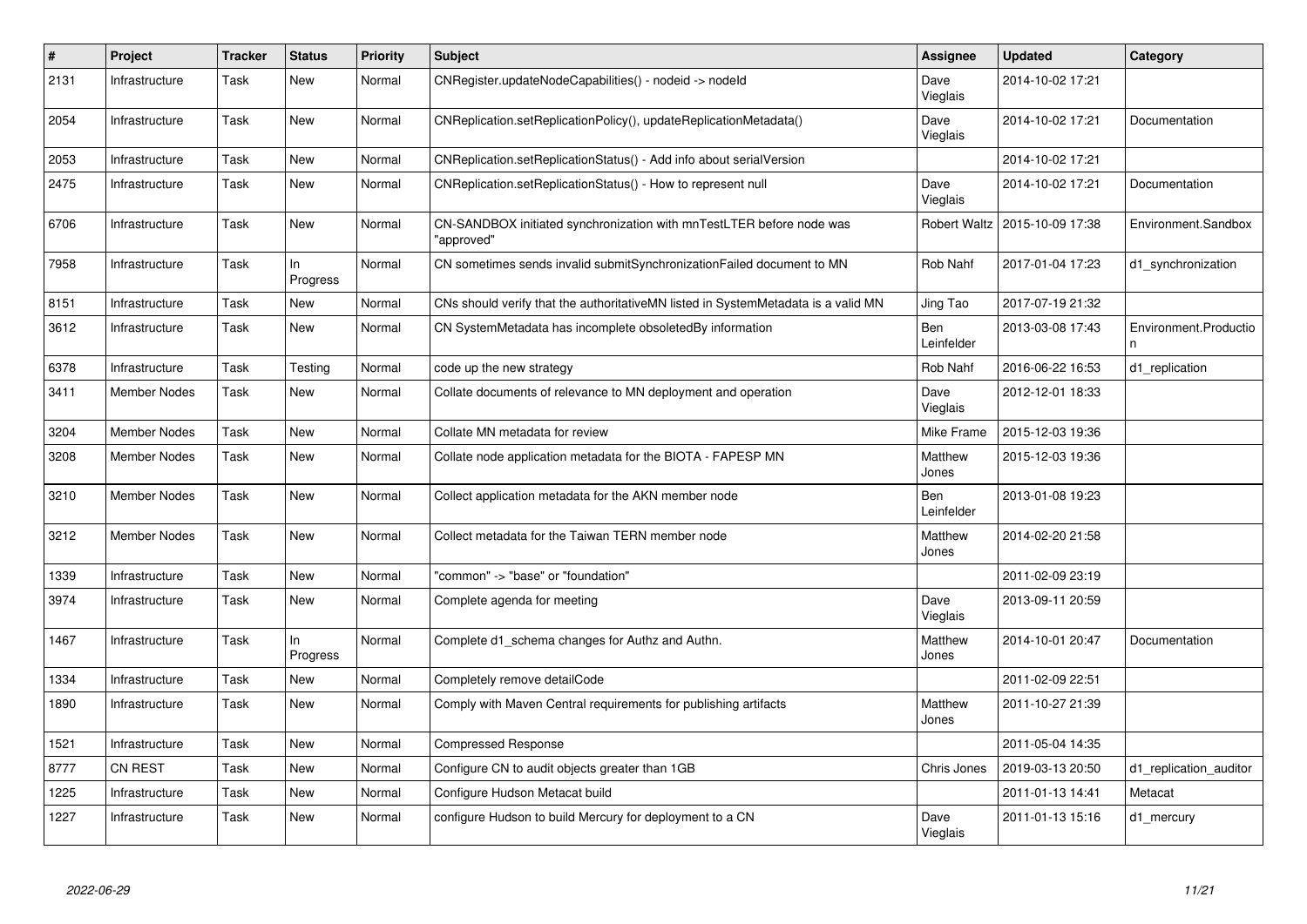| # | Project | Tracker | Status | Priority | Subject | Assignee | Updated | Category |
|---|---|---|---|---|---|---|---|---|
| 2131 | Infrastructure | Task | New | Normal | CNRegister.updateNodeCapabilities() - nodeid -> nodeId | Dave Vieglais | 2014-10-02 17:21 | |
| 2054 | Infrastructure | Task | New | Normal | CNReplication.setReplicationPolicy(), updateReplicationMetadata() | Dave Vieglais | 2014-10-02 17:21 | Documentation |
| 2053 | Infrastructure | Task | New | Normal | CNReplication.setReplicationStatus() - Add info about serialVersion | | 2014-10-02 17:21 | |
| 2475 | Infrastructure | Task | New | Normal | CNReplication.setReplicationStatus() - How to represent null | Dave Vieglais | 2014-10-02 17:21 | Documentation |
| 6706 | Infrastructure | Task | New | Normal | CN-SANDBOX initiated synchronization with mnTestLTER before node was "approved" | Robert Waltz | 2015-10-09 17:38 | Environment.Sandbox |
| 7958 | Infrastructure | Task | In Progress | Normal | CN sometimes sends invalid submitSynchronizationFailed document to MN | Rob Nahf | 2017-01-04 17:23 | d1_synchronization |
| 8151 | Infrastructure | Task | New | Normal | CNs should verify that the authoritativeMN listed in SystemMetadata is a valid MN | Jing Tao | 2017-07-19 21:32 | |
| 3612 | Infrastructure | Task | New | Normal | CN SystemMetadata has incomplete obsoletedBy information | Ben Leinfelder | 2013-03-08 17:43 | Environment.Production |
| 6378 | Infrastructure | Task | Testing | Normal | code up the new strategy | Rob Nahf | 2016-06-22 16:53 | d1_replication |
| 3411 | Member Nodes | Task | New | Normal | Collate documents of relevance to MN deployment and operation | Dave Vieglais | 2012-12-01 18:33 | |
| 3204 | Member Nodes | Task | New | Normal | Collate MN metadata for review | Mike Frame | 2015-12-03 19:36 | |
| 3208 | Member Nodes | Task | New | Normal | Collate node application metadata for the BIOTA - FAPESP MN | Matthew Jones | 2015-12-03 19:36 | |
| 3210 | Member Nodes | Task | New | Normal | Collect application metadata for the AKN member node | Ben Leinfelder | 2013-01-08 19:23 | |
| 3212 | Member Nodes | Task | New | Normal | Collect metadata for the Taiwan TERN member node | Matthew Jones | 2014-02-20 21:58 | |
| 1339 | Infrastructure | Task | New | Normal | "common" -> "base" or "foundation" | | 2011-02-09 23:19 | |
| 3974 | Infrastructure | Task | New | Normal | Complete agenda for meeting | Dave Vieglais | 2013-09-11 20:59 | |
| 1467 | Infrastructure | Task | In Progress | Normal | Complete d1_schema changes for Authz and Authn. | Matthew Jones | 2014-10-01 20:47 | Documentation |
| 1334 | Infrastructure | Task | New | Normal | Completely remove detailCode | | 2011-02-09 22:51 | |
| 1890 | Infrastructure | Task | New | Normal | Comply with Maven Central requirements for publishing artifacts | Matthew Jones | 2011-10-27 21:39 | |
| 1521 | Infrastructure | Task | New | Normal | Compressed Response | | 2011-05-04 14:35 | |
| 8777 | CN REST | Task | New | Normal | Configure CN to audit objects greater than 1GB | Chris Jones | 2019-03-13 20:50 | d1_replication_auditor |
| 1225 | Infrastructure | Task | New | Normal | Configure Hudson Metacat build | | 2011-01-13 14:41 | Metacat |
| 1227 | Infrastructure | Task | New | Normal | configure Hudson to build Mercury for deployment to a CN | Dave Vieglais | 2011-01-13 15:16 | d1_mercury |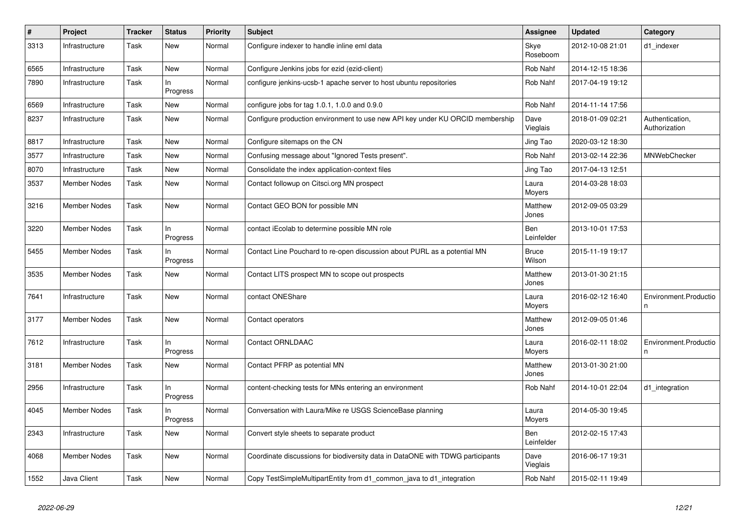| # | Project | Tracker | Status | Priority | Subject | Assignee | Updated | Category |
|---|---|---|---|---|---|---|---|---|
| 3313 | Infrastructure | Task | New | Normal | Configure indexer to handle inline eml data | Skye Roseboom | 2012-10-08 21:01 | d1_indexer |
| 6565 | Infrastructure | Task | New | Normal | Configure Jenkins jobs for ezid (ezid-client) | Rob Nahf | 2014-12-15 18:36 | |
| 7890 | Infrastructure | Task | In Progress | Normal | configure jenkins-ucsb-1 apache server to host ubuntu repositories | Rob Nahf | 2017-04-19 19:12 | |
| 6569 | Infrastructure | Task | New | Normal | configure jobs for tag 1.0.1, 1.0.0 and 0.9.0 | Rob Nahf | 2014-11-14 17:56 | |
| 8237 | Infrastructure | Task | New | Normal | Configure production environment to use new API key under KU ORCID membership | Dave Vieglais | 2018-01-09 02:21 | Authentication, Authorization |
| 8817 | Infrastructure | Task | New | Normal | Configure sitemaps on the CN | Jing Tao | 2020-03-12 18:30 | |
| 3577 | Infrastructure | Task | New | Normal | Confusing message about "Ignored Tests present". | Rob Nahf | 2013-02-14 22:36 | MNWebChecker |
| 8070 | Infrastructure | Task | New | Normal | Consolidate the index application-context files | Jing Tao | 2017-04-13 12:51 | |
| 3537 | Member Nodes | Task | New | Normal | Contact followup on Citsci.org MN prospect | Laura Moyers | 2014-03-28 18:03 | |
| 3216 | Member Nodes | Task | New | Normal | Contact GEO BON for possible MN | Matthew Jones | 2012-09-05 03:29 | |
| 3220 | Member Nodes | Task | In Progress | Normal | contact iEcolab to determine possible MN role | Ben Leinfelder | 2013-10-01 17:53 | |
| 5455 | Member Nodes | Task | In Progress | Normal | Contact Line Pouchard to re-open discussion about PURL as a potential MN | Bruce Wilson | 2015-11-19 19:17 | |
| 3535 | Member Nodes | Task | New | Normal | Contact LITS prospect MN to scope out prospects | Matthew Jones | 2013-01-30 21:15 | |
| 7641 | Infrastructure | Task | New | Normal | contact ONEShare | Laura Moyers | 2016-02-12 16:40 | Environment.Production |
| 3177 | Member Nodes | Task | New | Normal | Contact operators | Matthew Jones | 2012-09-05 01:46 | |
| 7612 | Infrastructure | Task | In Progress | Normal | Contact ORNLDAAC | Laura Moyers | 2016-02-11 18:02 | Environment.Production |
| 3181 | Member Nodes | Task | New | Normal | Contact PFRP as potential MN | Matthew Jones | 2013-01-30 21:00 | |
| 2956 | Infrastructure | Task | In Progress | Normal | content-checking tests for MNs entering an environment | Rob Nahf | 2014-10-01 22:04 | d1_integration |
| 4045 | Member Nodes | Task | In Progress | Normal | Conversation with Laura/Mike re USGS ScienceBase planning | Laura Moyers | 2014-05-30 19:45 | |
| 2343 | Infrastructure | Task | New | Normal | Convert style sheets to separate product | Ben Leinfelder | 2012-02-15 17:43 | |
| 4068 | Member Nodes | Task | New | Normal | Coordinate discussions for biodiversity data in DataONE with TDWG participants | Dave Vieglais | 2016-06-17 19:31 | |
| 1552 | Java Client | Task | New | Normal | Copy TestSimpleMultipartEntity from d1_common_java to d1_integration | Rob Nahf | 2015-02-11 19:49 | |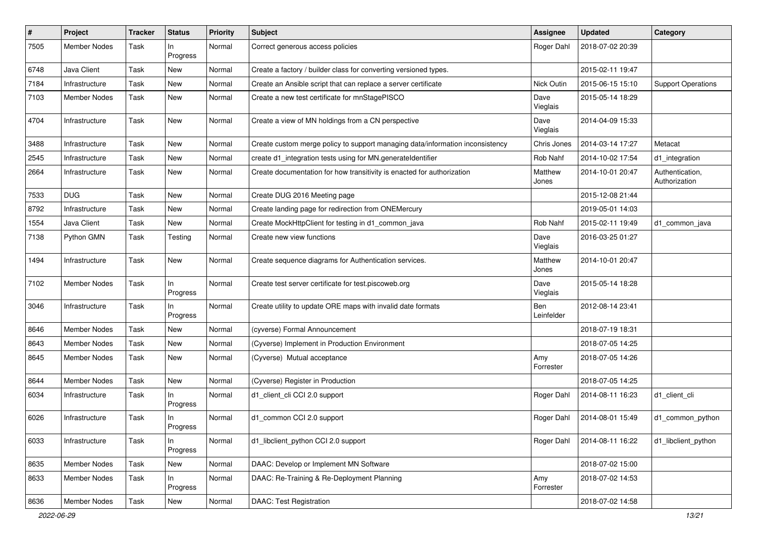| # | Project | Tracker | Status | Priority | Subject | Assignee | Updated | Category |
|---|---|---|---|---|---|---|---|---|
| 7505 | Member Nodes | Task | In Progress | Normal | Correct generous access policies | Roger Dahl | 2018-07-02 20:39 | |
| 6748 | Java Client | Task | New | Normal | Create a factory / builder class for converting versioned types. | | 2015-02-11 19:47 | |
| 7184 | Infrastructure | Task | New | Normal | Create an Ansible script that can replace a server certificate | Nick Outin | 2015-06-15 15:10 | Support Operations |
| 7103 | Member Nodes | Task | New | Normal | Create a new test certificate for mnStagePISCO | Dave Vieglais | 2015-05-14 18:29 | |
| 4704 | Infrastructure | Task | New | Normal | Create a view of MN holdings from a CN perspective | Dave Vieglais | 2014-04-09 15:33 | |
| 3488 | Infrastructure | Task | New | Normal | Create custom merge policy to support managing data/information inconsistency | Chris Jones | 2014-03-14 17:27 | Metacat |
| 2545 | Infrastructure | Task | New | Normal | create d1_integration tests using for MN.generateIdentifier | Rob Nahf | 2014-10-02 17:54 | d1_integration |
| 2664 | Infrastructure | Task | New | Normal | Create documentation for how transitivity is enacted for authorization | Matthew Jones | 2014-10-01 20:47 | Authentication, Authorization |
| 7533 | DUG | Task | New | Normal | Create DUG 2016 Meeting page | | 2015-12-08 21:44 | |
| 8792 | Infrastructure | Task | New | Normal | Create landing page for redirection from ONEMercury | | 2019-05-01 14:03 | |
| 1554 | Java Client | Task | New | Normal | Create MockHttpClient for testing in d1_common_java | Rob Nahf | 2015-02-11 19:49 | d1_common_java |
| 7138 | Python GMN | Task | Testing | Normal | Create new view functions | Dave Vieglais | 2016-03-25 01:27 | |
| 1494 | Infrastructure | Task | New | Normal | Create sequence diagrams for Authentication services. | Matthew Jones | 2014-10-01 20:47 | |
| 7102 | Member Nodes | Task | In Progress | Normal | Create test server certificate for test.piscoweb.org | Dave Vieglais | 2015-05-14 18:28 | |
| 3046 | Infrastructure | Task | In Progress | Normal | Create utility to update ORE maps with invalid date formats | Ben Leinfelder | 2012-08-14 23:41 | |
| 8646 | Member Nodes | Task | New | Normal | (cyverse) Formal Announcement | | 2018-07-19 18:31 | |
| 8643 | Member Nodes | Task | New | Normal | (Cyverse) Implement in Production Environment | | 2018-07-05 14:25 | |
| 8645 | Member Nodes | Task | New | Normal | (Cyverse) Mutual acceptance | Amy Forrester | 2018-07-05 14:26 | |
| 8644 | Member Nodes | Task | New | Normal | (Cyverse) Register in Production | | 2018-07-05 14:25 | |
| 6034 | Infrastructure | Task | In Progress | Normal | d1_client_cli CCI 2.0 support | Roger Dahl | 2014-08-11 16:23 | d1_client_cli |
| 6026 | Infrastructure | Task | In Progress | Normal | d1_common CCI 2.0 support | Roger Dahl | 2014-08-01 15:49 | d1_common_python |
| 6033 | Infrastructure | Task | In Progress | Normal | d1_libclient_python CCI 2.0 support | Roger Dahl | 2014-08-11 16:22 | d1_libclient_python |
| 8635 | Member Nodes | Task | New | Normal | DAAC: Develop or Implement MN Software | | 2018-07-02 15:00 | |
| 8633 | Member Nodes | Task | In Progress | Normal | DAAC: Re-Training & Re-Deployment Planning | Amy Forrester | 2018-07-02 14:53 | |
| 8636 | Member Nodes | Task | New | Normal | DAAC: Test Registration | | 2018-07-02 14:58 | |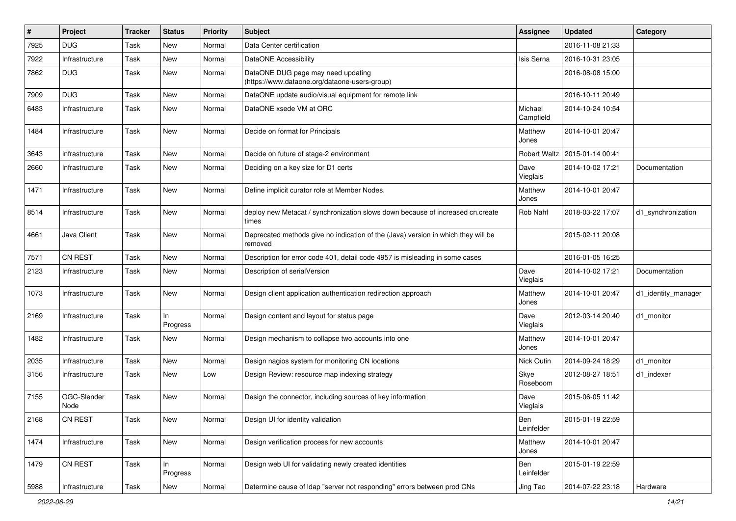| # | Project | Tracker | Status | Priority | Subject | Assignee | Updated | Category |
|---|---|---|---|---|---|---|---|---|
| 7925 | DUG | Task | New | Normal | Data Center certification | | 2016-11-08 21:33 | |
| 7922 | Infrastructure | Task | New | Normal | DataONE Accessibility | Isis Serna | 2016-10-31 23:05 | |
| 7862 | DUG | Task | New | Normal | DataONE DUG page may need updating (https://www.dataone.org/dataone-users-group) | | 2016-08-08 15:00 | |
| 7909 | DUG | Task | New | Normal | DataONE update audio/visual equipment for remote link | | 2016-10-11 20:49 | |
| 6483 | Infrastructure | Task | New | Normal | DataONE xsede VM at ORC | Michael Campfield | 2014-10-24 10:54 | |
| 1484 | Infrastructure | Task | New | Normal | Decide on format for Principals | Matthew Jones | 2014-10-01 20:47 | |
| 3643 | Infrastructure | Task | New | Normal | Decide on future of stage-2 environment | Robert Waltz | 2015-01-14 00:41 | |
| 2660 | Infrastructure | Task | New | Normal | Deciding on a key size for D1 certs | Dave Vieglais | 2014-10-02 17:21 | Documentation |
| 1471 | Infrastructure | Task | New | Normal | Define implicit curator role at Member Nodes. | Matthew Jones | 2014-10-01 20:47 | |
| 8514 | Infrastructure | Task | New | Normal | deploy new Metacat / synchronization slows down because of increased cn.create times | Rob Nahf | 2018-03-22 17:07 | d1_synchronization |
| 4661 | Java Client | Task | New | Normal | Deprecated methods give no indication of the (Java) version in which they will be removed | | 2015-02-11 20:08 | |
| 7571 | CN REST | Task | New | Normal | Description for error code 401, detail code 4957 is misleading in some cases | | 2016-01-05 16:25 | |
| 2123 | Infrastructure | Task | New | Normal | Description of serialVersion | Dave Vieglais | 2014-10-02 17:21 | Documentation |
| 1073 | Infrastructure | Task | New | Normal | Design client application authentication redirection approach | Matthew Jones | 2014-10-01 20:47 | d1_identity_manager |
| 2169 | Infrastructure | Task | In Progress | Normal | Design content and layout for status page | Dave Vieglais | 2012-03-14 20:40 | d1_monitor |
| 1482 | Infrastructure | Task | New | Normal | Design mechanism to collapse two accounts into one | Matthew Jones | 2014-10-01 20:47 | |
| 2035 | Infrastructure | Task | New | Normal | Design nagios system for monitoring CN locations | Nick Outin | 2014-09-24 18:29 | d1_monitor |
| 3156 | Infrastructure | Task | New | Low | Design Review: resource map indexing strategy | Skye Roseboom | 2012-08-27 18:51 | d1_indexer |
| 7155 | OGC-Slender Node | Task | New | Normal | Design the connector, including sources of key information | Dave Vieglais | 2015-06-05 11:42 | |
| 2168 | CN REST | Task | New | Normal | Design UI for identity validation | Ben Leinfelder | 2015-01-19 22:59 | |
| 1474 | Infrastructure | Task | New | Normal | Design verification process for new accounts | Matthew Jones | 2014-10-01 20:47 | |
| 1479 | CN REST | Task | In Progress | Normal | Design web UI for validating newly created identities | Ben Leinfelder | 2015-01-19 22:59 | |
| 5988 | Infrastructure | Task | New | Normal | Determine cause of ldap "server not responding" errors between prod CNs | Jing Tao | 2014-07-22 23:18 | Hardware |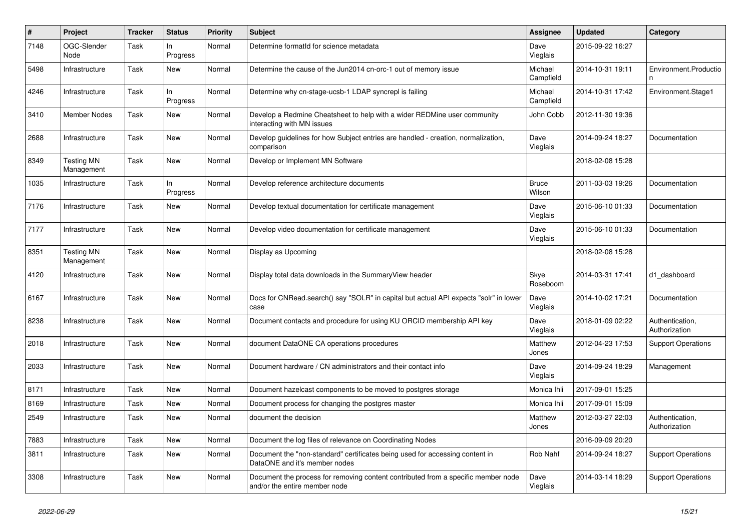| # | Project | Tracker | Status | Priority | Subject | Assignee | Updated | Category |
|---|---|---|---|---|---|---|---|---|
| 7148 | OGC-Slender Node | Task | In Progress | Normal | Determine formatId for science metadata | Dave Vieglais | 2015-09-22 16:27 | |
| 5498 | Infrastructure | Task | New | Normal | Determine the cause of the Jun2014 cn-orc-1 out of memory issue | Michael Campfield | 2014-10-31 19:11 | Environment.Production |
| 4246 | Infrastructure | Task | In Progress | Normal | Determine why cn-stage-ucsb-1 LDAP syncrepl is failing | Michael Campfield | 2014-10-31 17:42 | Environment.Stage1 |
| 3410 | Member Nodes | Task | New | Normal | Develop a Redmine Cheatsheet to help with a wider REDMine user community interacting with MN issues | John Cobb | 2012-11-30 19:36 | |
| 2688 | Infrastructure | Task | New | Normal | Develop guidelines for how Subject entries are handled - creation, normalization, comparison | Dave Vieglais | 2014-09-24 18:27 | Documentation |
| 8349 | Testing MN Management | Task | New | Normal | Develop or Implement MN Software | | 2018-02-08 15:28 | |
| 1035 | Infrastructure | Task | In Progress | Normal | Develop reference architecture documents | Bruce Wilson | 2011-03-03 19:26 | Documentation |
| 7176 | Infrastructure | Task | New | Normal | Develop textual documentation for certificate management | Dave Vieglais | 2015-06-10 01:33 | Documentation |
| 7177 | Infrastructure | Task | New | Normal | Develop video documentation for certificate management | Dave Vieglais | 2015-06-10 01:33 | Documentation |
| 8351 | Testing MN Management | Task | New | Normal | Display as Upcoming | | 2018-02-08 15:28 | |
| 4120 | Infrastructure | Task | New | Normal | Display total data downloads in the SummaryView header | Skye Roseboom | 2014-03-31 17:41 | d1_dashboard |
| 6167 | Infrastructure | Task | New | Normal | Docs for CNRead.search() say "SOLR" in capital but actual API expects "solr" in lower case | Dave Vieglais | 2014-10-02 17:21 | Documentation |
| 8238 | Infrastructure | Task | New | Normal | Document contacts and procedure for using KU ORCID membership API key | Dave Vieglais | 2018-01-09 02:22 | Authentication, Authorization |
| 2018 | Infrastructure | Task | New | Normal | document DataONE CA operations procedures | Matthew Jones | 2012-04-23 17:53 | Support Operations |
| 2033 | Infrastructure | Task | New | Normal | Document hardware / CN administrators and their contact info | Dave Vieglais | 2014-09-24 18:29 | Management |
| 8171 | Infrastructure | Task | New | Normal | Document hazelcast components to be moved to postgres storage | Monica Ihli | 2017-09-01 15:25 | |
| 8169 | Infrastructure | Task | New | Normal | Document process for changing the postgres master | Monica Ihli | 2017-09-01 15:09 | |
| 2549 | Infrastructure | Task | New | Normal | document the decision | Matthew Jones | 2012-03-27 22:03 | Authentication, Authorization |
| 7883 | Infrastructure | Task | New | Normal | Document the log files of relevance on Coordinating Nodes | | 2016-09-09 20:20 | |
| 3811 | Infrastructure | Task | New | Normal | Document the "non-standard" certificates being used for accessing content in DataONE and it's member nodes | Rob Nahf | 2014-09-24 18:27 | Support Operations |
| 3308 | Infrastructure | Task | New | Normal | Document the process for removing content contributed from a specific member node and/or the entire member node | Dave Vieglais | 2014-03-14 18:29 | Support Operations |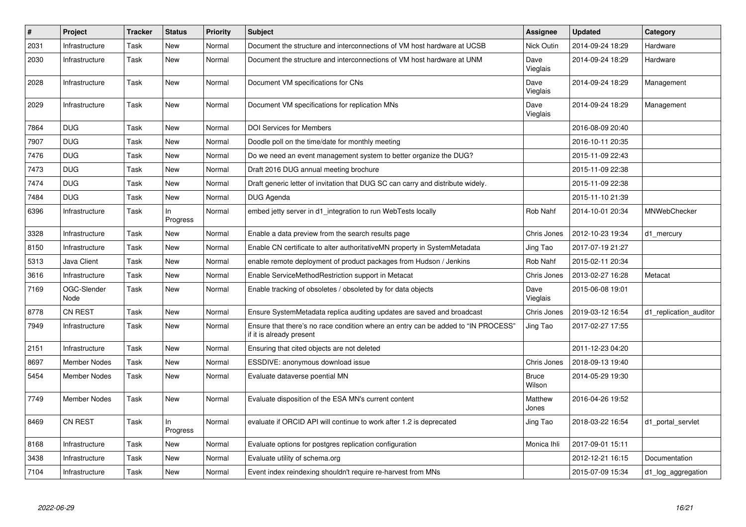| # | Project | Tracker | Status | Priority | Subject | Assignee | Updated | Category |
|---|---|---|---|---|---|---|---|---|
| 2031 | Infrastructure | Task | New | Normal | Document the structure and interconnections of VM host hardware at UCSB | Nick Outin | 2014-09-24 18:29 | Hardware |
| 2030 | Infrastructure | Task | New | Normal | Document the structure and interconnections of VM host hardware at UNM | Dave Vieglais | 2014-09-24 18:29 | Hardware |
| 2028 | Infrastructure | Task | New | Normal | Document VM specifications for CNs | Dave Vieglais | 2014-09-24 18:29 | Management |
| 2029 | Infrastructure | Task | New | Normal | Document VM specifications for replication MNs | Dave Vieglais | 2014-09-24 18:29 | Management |
| 7864 | DUG | Task | New | Normal | DOI Services for Members | | 2016-08-09 20:40 | |
| 7907 | DUG | Task | New | Normal | Doodle poll on the time/date for monthly meeting | | 2016-10-11 20:35 | |
| 7476 | DUG | Task | New | Normal | Do we need an event management system to better organize the DUG? | | 2015-11-09 22:43 | |
| 7473 | DUG | Task | New | Normal | Draft 2016 DUG annual meeting brochure | | 2015-11-09 22:38 | |
| 7474 | DUG | Task | New | Normal | Draft generic letter of invitation that DUG SC can carry and distribute widely. | | 2015-11-09 22:38 | |
| 7484 | DUG | Task | New | Normal | DUG Agenda | | 2015-11-10 21:39 | |
| 6396 | Infrastructure | Task | In Progress | Normal | embed jetty server in d1_integration to run WebTests locally | Rob Nahf | 2014-10-01 20:34 | MNWebChecker |
| 3328 | Infrastructure | Task | New | Normal | Enable a data preview from the search results page | Chris Jones | 2012-10-23 19:34 | d1_mercury |
| 8150 | Infrastructure | Task | New | Normal | Enable CN certificate to alter authoritativeMN property in SystemMetadata | Jing Tao | 2017-07-19 21:27 | |
| 5313 | Java Client | Task | New | Normal | enable remote deployment of product packages from Hudson / Jenkins | Rob Nahf | 2015-02-11 20:34 | |
| 3616 | Infrastructure | Task | New | Normal | Enable ServiceMethodRestriction support in Metacat | Chris Jones | 2013-02-27 16:28 | Metacat |
| 7169 | OGC-Slender Node | Task | New | Normal | Enable tracking of obsoletes / obsoleted by for data objects | Dave Vieglais | 2015-06-08 19:01 | |
| 8778 | CN REST | Task | New | Normal | Ensure SystemMetadata replica auditing updates are saved and broadcast | Chris Jones | 2019-03-12 16:54 | d1_replication_auditor |
| 7949 | Infrastructure | Task | New | Normal | Ensure that there's no race condition where an entry can be added to "IN PROCESS" if it is already present | Jing Tao | 2017-02-27 17:55 | |
| 2151 | Infrastructure | Task | New | Normal | Ensuring that cited objects are not deleted | | 2011-12-23 04:20 | |
| 8697 | Member Nodes | Task | New | Normal | ESSDIVE: anonymous download issue | Chris Jones | 2018-09-13 19:40 | |
| 5454 | Member Nodes | Task | New | Normal | Evaluate dataverse poential MN | Bruce Wilson | 2014-05-29 19:30 | |
| 7749 | Member Nodes | Task | New | Normal | Evaluate disposition of the ESA MN's current content | Matthew Jones | 2016-04-26 19:52 | |
| 8469 | CN REST | Task | In Progress | Normal | evaluate if ORCID API will continue to work after 1.2 is deprecated | Jing Tao | 2018-03-22 16:54 | d1_portal_servlet |
| 8168 | Infrastructure | Task | New | Normal | Evaluate options for postgres replication configuration | Monica Ihli | 2017-09-01 15:11 | |
| 3438 | Infrastructure | Task | New | Normal | Evaluate utility of schema.org | | 2012-12-21 16:15 | Documentation |
| 7104 | Infrastructure | Task | New | Normal | Event index reindexing shouldn't require re-harvest from MNs | | 2015-07-09 15:34 | d1_log_aggregation |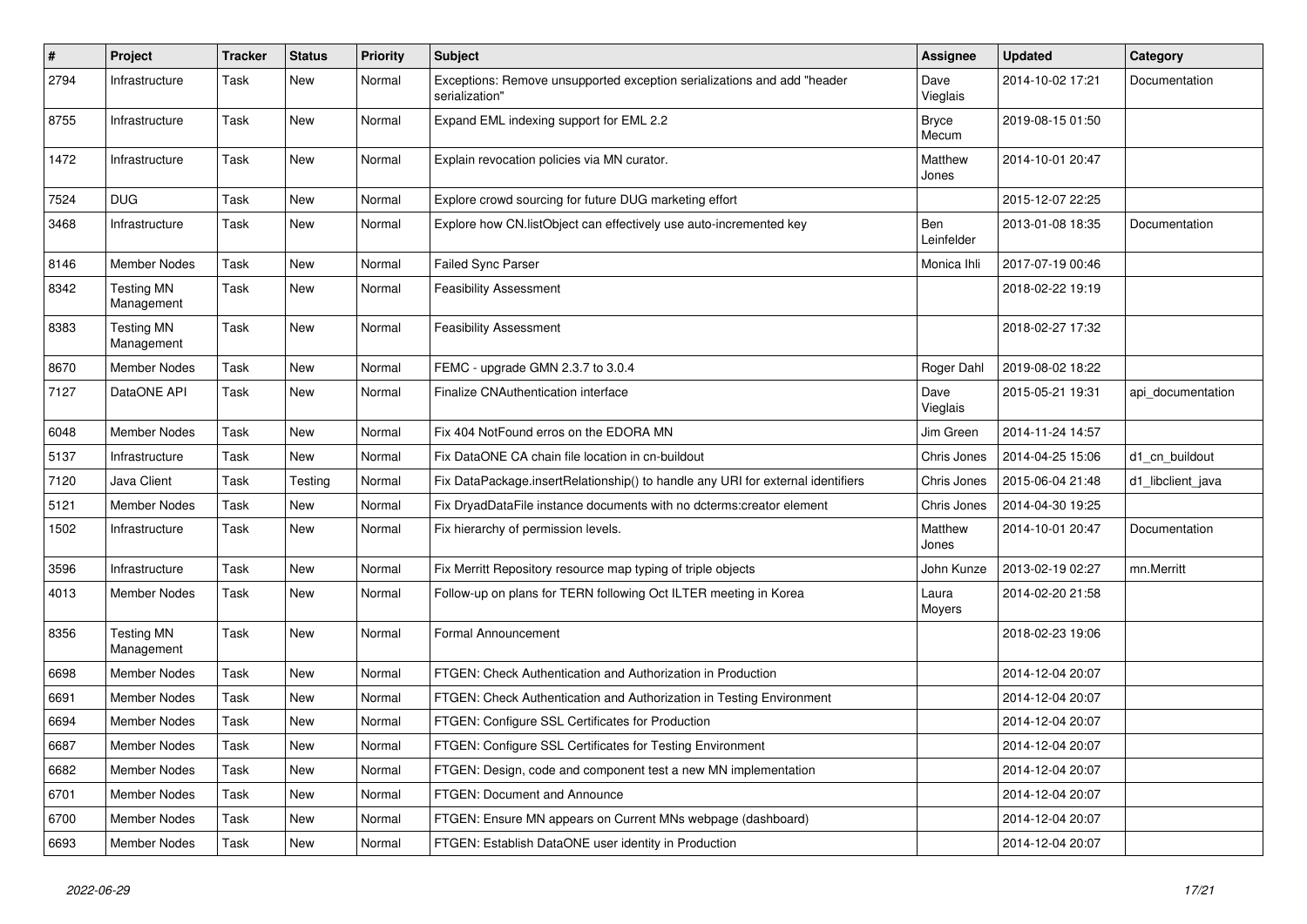| # | Project | Tracker | Status | Priority | Subject | Assignee | Updated | Category |
|---|---|---|---|---|---|---|---|---|
| 2794 | Infrastructure | Task | New | Normal | Exceptions: Remove unsupported exception serializations and add "header serialization" | Dave Vieglais | 2014-10-02 17:21 | Documentation |
| 8755 | Infrastructure | Task | New | Normal | Expand EML indexing support for EML 2.2 | Bryce Mecum | 2019-08-15 01:50 | |
| 1472 | Infrastructure | Task | New | Normal | Explain revocation policies via MN curator. | Matthew Jones | 2014-10-01 20:47 | |
| 7524 | DUG | Task | New | Normal | Explore crowd sourcing for future DUG marketing effort | | 2015-12-07 22:25 | |
| 3468 | Infrastructure | Task | New | Normal | Explore how CN.listObject can effectively use auto-incremented key | Ben Leinfelder | 2013-01-08 18:35 | Documentation |
| 8146 | Member Nodes | Task | New | Normal | Failed Sync Parser | Monica Ihli | 2017-07-19 00:46 | |
| 8342 | Testing MN Management | Task | New | Normal | Feasibility Assessment | | 2018-02-22 19:19 | |
| 8383 | Testing MN Management | Task | New | Normal | Feasibility Assessment | | 2018-02-27 17:32 | |
| 8670 | Member Nodes | Task | New | Normal | FEMC - upgrade GMN 2.3.7 to 3.0.4 | Roger Dahl | 2019-08-02 18:22 | |
| 7127 | DataONE API | Task | New | Normal | Finalize CNAuthentication interface | Dave Vieglais | 2015-05-21 19:31 | api_documentation |
| 6048 | Member Nodes | Task | New | Normal | Fix 404 NotFound erros on the EDORA MN | Jim Green | 2014-11-24 14:57 | |
| 5137 | Infrastructure | Task | New | Normal | Fix DataONE CA chain file location in cn-buildout | Chris Jones | 2014-04-25 15:06 | d1_cn_buildout |
| 7120 | Java Client | Task | Testing | Normal | Fix DataPackage.insertRelationship() to handle any URI for external identifiers | Chris Jones | 2015-06-04 21:48 | d1_libclient_java |
| 5121 | Member Nodes | Task | New | Normal | Fix DryadDataFile instance documents with no dcterms:creator element | Chris Jones | 2014-04-30 19:25 | |
| 1502 | Infrastructure | Task | New | Normal | Fix hierarchy of permission levels. | Matthew Jones | 2014-10-01 20:47 | Documentation |
| 3596 | Infrastructure | Task | New | Normal | Fix Merritt Repository resource map typing of triple objects | John Kunze | 2013-02-19 02:27 | mn.Merritt |
| 4013 | Member Nodes | Task | New | Normal | Follow-up on plans for TERN following Oct ILTER meeting in Korea | Laura Moyers | 2014-02-20 21:58 | |
| 8356 | Testing MN Management | Task | New | Normal | Formal Announcement | | 2018-02-23 19:06 | |
| 6698 | Member Nodes | Task | New | Normal | FTGEN: Check Authentication and Authorization in Production | | 2014-12-04 20:07 | |
| 6691 | Member Nodes | Task | New | Normal | FTGEN: Check Authentication and Authorization in Testing Environment | | 2014-12-04 20:07 | |
| 6694 | Member Nodes | Task | New | Normal | FTGEN: Configure SSL Certificates for Production | | 2014-12-04 20:07 | |
| 6687 | Member Nodes | Task | New | Normal | FTGEN: Configure SSL Certificates for Testing Environment | | 2014-12-04 20:07 | |
| 6682 | Member Nodes | Task | New | Normal | FTGEN: Design, code and component test a new MN implementation | | 2014-12-04 20:07 | |
| 6701 | Member Nodes | Task | New | Normal | FTGEN: Document and Announce | | 2014-12-04 20:07 | |
| 6700 | Member Nodes | Task | New | Normal | FTGEN: Ensure MN appears on Current MNs webpage (dashboard) | | 2014-12-04 20:07 | |
| 6693 | Member Nodes | Task | New | Normal | FTGEN: Establish DataONE user identity in Production | | 2014-12-04 20:07 | |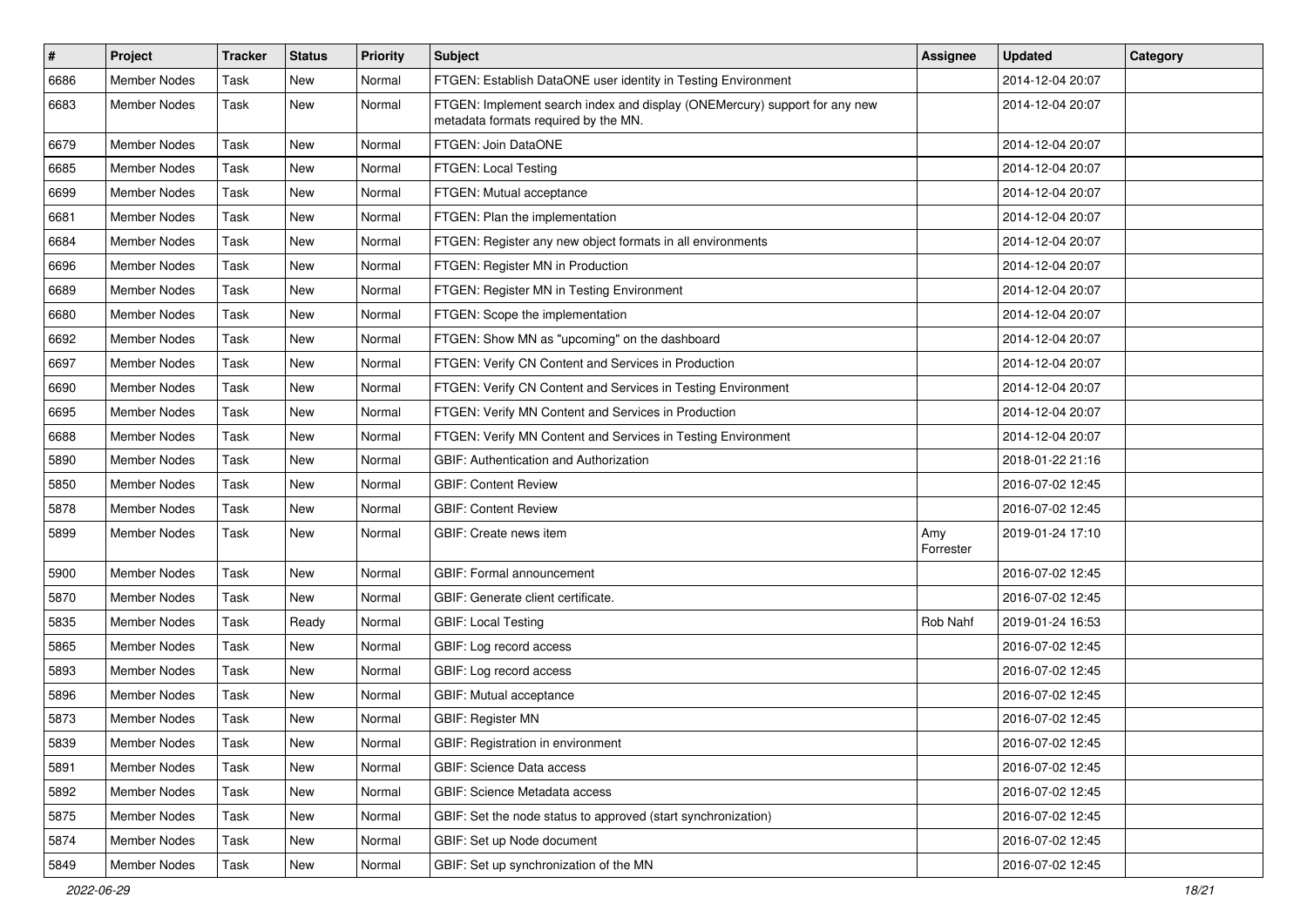| # | Project | Tracker | Status | Priority | Subject | Assignee | Updated | Category |
|---|---|---|---|---|---|---|---|---|
| 6686 | Member Nodes | Task | New | Normal | FTGEN: Establish DataONE user identity in Testing Environment | | 2014-12-04 20:07 | |
| 6683 | Member Nodes | Task | New | Normal | FTGEN: Implement search index and display (ONEMercury) support for any new metadata formats required by the MN. | | 2014-12-04 20:07 | |
| 6679 | Member Nodes | Task | New | Normal | FTGEN: Join DataONE | | 2014-12-04 20:07 | |
| 6685 | Member Nodes | Task | New | Normal | FTGEN: Local Testing | | 2014-12-04 20:07 | |
| 6699 | Member Nodes | Task | New | Normal | FTGEN: Mutual acceptance | | 2014-12-04 20:07 | |
| 6681 | Member Nodes | Task | New | Normal | FTGEN: Plan the implementation | | 2014-12-04 20:07 | |
| 6684 | Member Nodes | Task | New | Normal | FTGEN: Register any new object formats in all environments | | 2014-12-04 20:07 | |
| 6696 | Member Nodes | Task | New | Normal | FTGEN: Register MN in Production | | 2014-12-04 20:07 | |
| 6689 | Member Nodes | Task | New | Normal | FTGEN: Register MN in Testing Environment | | 2014-12-04 20:07 | |
| 6680 | Member Nodes | Task | New | Normal | FTGEN: Scope the implementation | | 2014-12-04 20:07 | |
| 6692 | Member Nodes | Task | New | Normal | FTGEN: Show MN as "upcoming" on the dashboard | | 2014-12-04 20:07 | |
| 6697 | Member Nodes | Task | New | Normal | FTGEN: Verify CN Content and Services in Production | | 2014-12-04 20:07 | |
| 6690 | Member Nodes | Task | New | Normal | FTGEN: Verify CN Content and Services in Testing Environment | | 2014-12-04 20:07 | |
| 6695 | Member Nodes | Task | New | Normal | FTGEN: Verify MN Content and Services in Production | | 2014-12-04 20:07 | |
| 6688 | Member Nodes | Task | New | Normal | FTGEN: Verify MN Content and Services in Testing Environment | | 2014-12-04 20:07 | |
| 5890 | Member Nodes | Task | New | Normal | GBIF: Authentication and Authorization | | 2018-01-22 21:16 | |
| 5850 | Member Nodes | Task | New | Normal | GBIF: Content Review | | 2016-07-02 12:45 | |
| 5878 | Member Nodes | Task | New | Normal | GBIF: Content Review | | 2016-07-02 12:45 | |
| 5899 | Member Nodes | Task | New | Normal | GBIF: Create news item | Amy Forrester | 2019-01-24 17:10 | |
| 5900 | Member Nodes | Task | New | Normal | GBIF: Formal announcement | | 2016-07-02 12:45 | |
| 5870 | Member Nodes | Task | New | Normal | GBIF: Generate client certificate. | | 2016-07-02 12:45 | |
| 5835 | Member Nodes | Task | Ready | Normal | GBIF: Local Testing | Rob Nahf | 2019-01-24 16:53 | |
| 5865 | Member Nodes | Task | New | Normal | GBIF: Log record access | | 2016-07-02 12:45 | |
| 5893 | Member Nodes | Task | New | Normal | GBIF: Log record access | | 2016-07-02 12:45 | |
| 5896 | Member Nodes | Task | New | Normal | GBIF: Mutual acceptance | | 2016-07-02 12:45 | |
| 5873 | Member Nodes | Task | New | Normal | GBIF: Register MN | | 2016-07-02 12:45 | |
| 5839 | Member Nodes | Task | New | Normal | GBIF: Registration in environment | | 2016-07-02 12:45 | |
| 5891 | Member Nodes | Task | New | Normal | GBIF: Science Data access | | 2016-07-02 12:45 | |
| 5892 | Member Nodes | Task | New | Normal | GBIF: Science Metadata access | | 2016-07-02 12:45 | |
| 5875 | Member Nodes | Task | New | Normal | GBIF: Set the node status to approved (start synchronization) | | 2016-07-02 12:45 | |
| 5874 | Member Nodes | Task | New | Normal | GBIF: Set up Node document | | 2016-07-02 12:45 | |
| 5849 | Member Nodes | Task | New | Normal | GBIF: Set up synchronization of the MN | | 2016-07-02 12:45 | |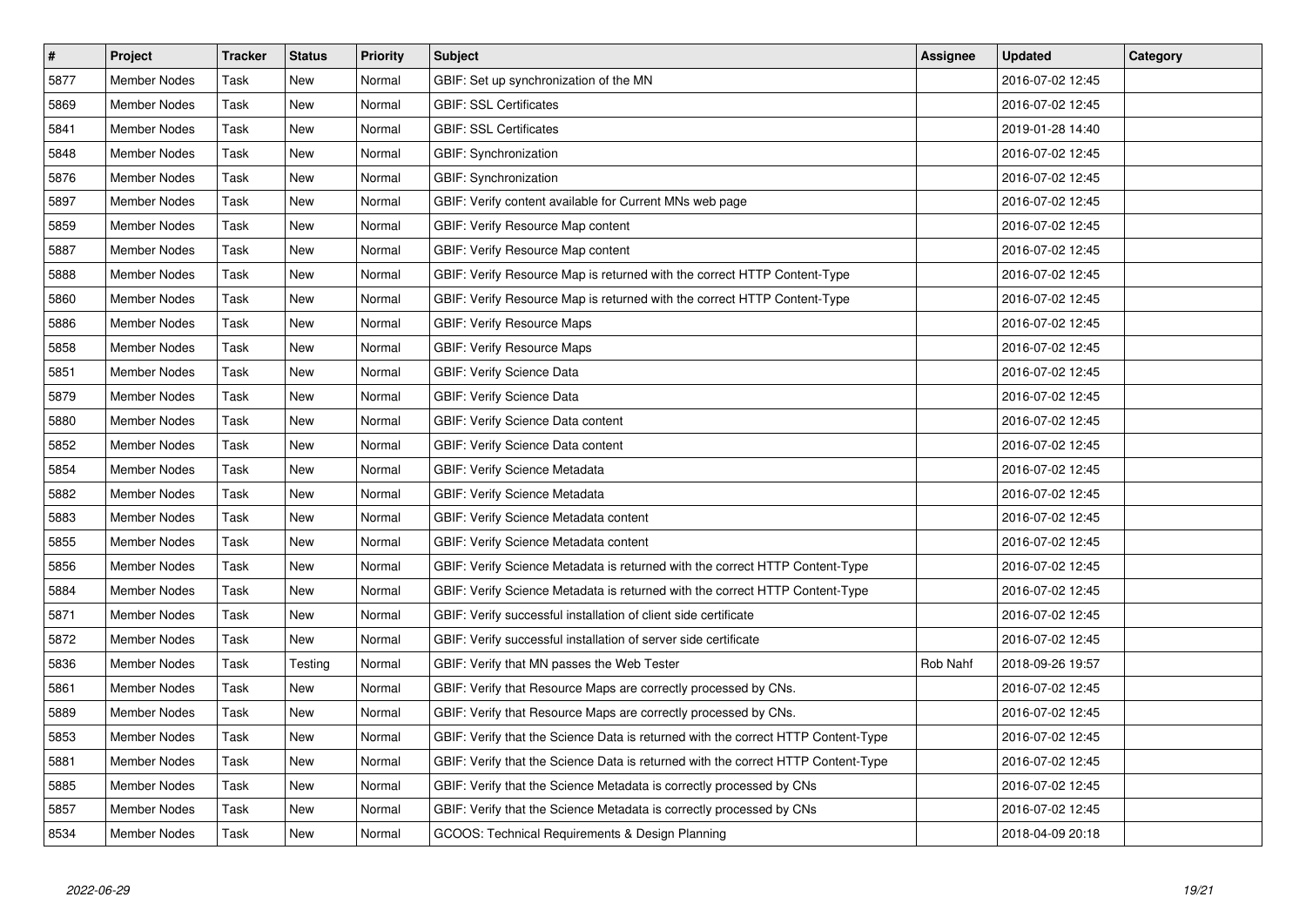| # | Project | Tracker | Status | Priority | Subject | Assignee | Updated | Category |
|---|---|---|---|---|---|---|---|---|
| 5877 | Member Nodes | Task | New | Normal | GBIF: Set up synchronization of the MN | | 2016-07-02 12:45 | |
| 5869 | Member Nodes | Task | New | Normal | GBIF: SSL Certificates | | 2016-07-02 12:45 | |
| 5841 | Member Nodes | Task | New | Normal | GBIF: SSL Certificates | | 2019-01-28 14:40 | |
| 5848 | Member Nodes | Task | New | Normal | GBIF: Synchronization | | 2016-07-02 12:45 | |
| 5876 | Member Nodes | Task | New | Normal | GBIF: Synchronization | | 2016-07-02 12:45 | |
| 5897 | Member Nodes | Task | New | Normal | GBIF: Verify content available for Current MNs web page | | 2016-07-02 12:45 | |
| 5859 | Member Nodes | Task | New | Normal | GBIF: Verify Resource Map content | | 2016-07-02 12:45 | |
| 5887 | Member Nodes | Task | New | Normal | GBIF: Verify Resource Map content | | 2016-07-02 12:45 | |
| 5888 | Member Nodes | Task | New | Normal | GBIF: Verify Resource Map is returned with the correct HTTP Content-Type | | 2016-07-02 12:45 | |
| 5860 | Member Nodes | Task | New | Normal | GBIF: Verify Resource Map is returned with the correct HTTP Content-Type | | 2016-07-02 12:45 | |
| 5886 | Member Nodes | Task | New | Normal | GBIF: Verify Resource Maps | | 2016-07-02 12:45 | |
| 5858 | Member Nodes | Task | New | Normal | GBIF: Verify Resource Maps | | 2016-07-02 12:45 | |
| 5851 | Member Nodes | Task | New | Normal | GBIF: Verify Science Data | | 2016-07-02 12:45 | |
| 5879 | Member Nodes | Task | New | Normal | GBIF: Verify Science Data | | 2016-07-02 12:45 | |
| 5880 | Member Nodes | Task | New | Normal | GBIF: Verify Science Data content | | 2016-07-02 12:45 | |
| 5852 | Member Nodes | Task | New | Normal | GBIF: Verify Science Data content | | 2016-07-02 12:45 | |
| 5854 | Member Nodes | Task | New | Normal | GBIF: Verify Science Metadata | | 2016-07-02 12:45 | |
| 5882 | Member Nodes | Task | New | Normal | GBIF: Verify Science Metadata | | 2016-07-02 12:45 | |
| 5883 | Member Nodes | Task | New | Normal | GBIF: Verify Science Metadata content | | 2016-07-02 12:45 | |
| 5855 | Member Nodes | Task | New | Normal | GBIF: Verify Science Metadata content | | 2016-07-02 12:45 | |
| 5856 | Member Nodes | Task | New | Normal | GBIF: Verify Science Metadata is returned with the correct HTTP Content-Type | | 2016-07-02 12:45 | |
| 5884 | Member Nodes | Task | New | Normal | GBIF: Verify Science Metadata is returned with the correct HTTP Content-Type | | 2016-07-02 12:45 | |
| 5871 | Member Nodes | Task | New | Normal | GBIF: Verify successful installation of client side certificate | | 2016-07-02 12:45 | |
| 5872 | Member Nodes | Task | New | Normal | GBIF: Verify successful installation of server side certificate | | 2016-07-02 12:45 | |
| 5836 | Member Nodes | Task | Testing | Normal | GBIF: Verify that MN passes the Web Tester | Rob Nahf | 2018-09-26 19:57 | |
| 5861 | Member Nodes | Task | New | Normal | GBIF: Verify that Resource Maps are correctly processed by CNs. | | 2016-07-02 12:45 | |
| 5889 | Member Nodes | Task | New | Normal | GBIF: Verify that Resource Maps are correctly processed by CNs. | | 2016-07-02 12:45 | |
| 5853 | Member Nodes | Task | New | Normal | GBIF: Verify that the Science Data is returned with the correct HTTP Content-Type | | 2016-07-02 12:45 | |
| 5881 | Member Nodes | Task | New | Normal | GBIF: Verify that the Science Data is returned with the correct HTTP Content-Type | | 2016-07-02 12:45 | |
| 5885 | Member Nodes | Task | New | Normal | GBIF: Verify that the Science Metadata is correctly processed by CNs | | 2016-07-02 12:45 | |
| 5857 | Member Nodes | Task | New | Normal | GBIF: Verify that the Science Metadata is correctly processed by CNs | | 2016-07-02 12:45 | |
| 8534 | Member Nodes | Task | New | Normal | GCOOS: Technical Requirements & Design Planning | | 2018-04-09 20:18 | |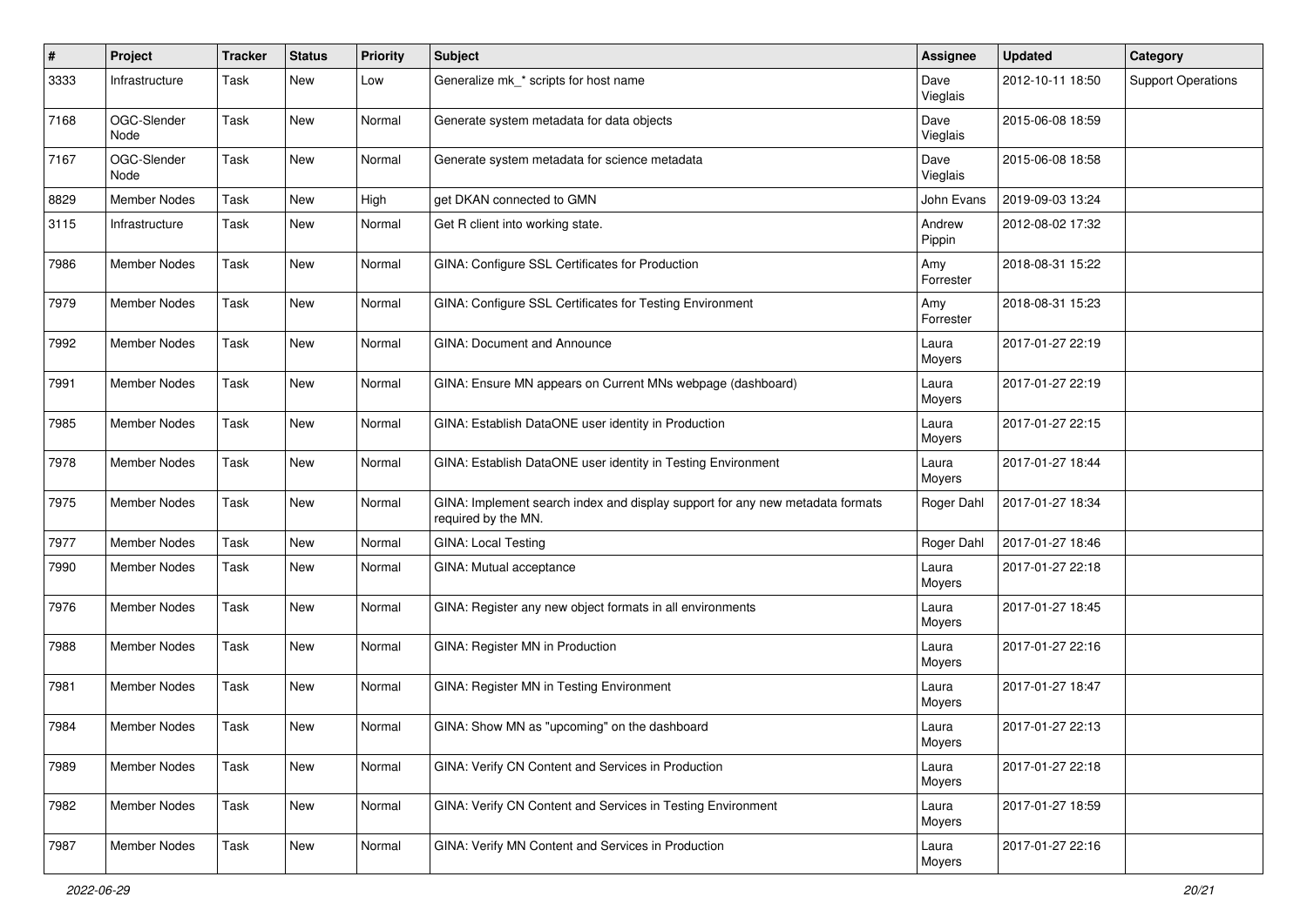| # | Project | Tracker | Status | Priority | Subject | Assignee | Updated | Category |
|---|---|---|---|---|---|---|---|---|
| 3333 | Infrastructure | Task | New | Low | Generalize mk_* scripts for host name | Dave Vieglais | 2012-10-11 18:50 | Support Operations |
| 7168 | OGC-Slender Node | Task | New | Normal | Generate system metadata for data objects | Dave Vieglais | 2015-06-08 18:59 | |
| 7167 | OGC-Slender Node | Task | New | Normal | Generate system metadata for science metadata | Dave Vieglais | 2015-06-08 18:58 | |
| 8829 | Member Nodes | Task | New | High | get DKAN connected to GMN | John Evans | 2019-09-03 13:24 | |
| 3115 | Infrastructure | Task | New | Normal | Get R client into working state. | Andrew Pippin | 2012-08-02 17:32 | |
| 7986 | Member Nodes | Task | New | Normal | GINA: Configure SSL Certificates for Production | Amy Forrester | 2018-08-31 15:22 | |
| 7979 | Member Nodes | Task | New | Normal | GINA: Configure SSL Certificates for Testing Environment | Amy Forrester | 2018-08-31 15:23 | |
| 7992 | Member Nodes | Task | New | Normal | GINA: Document and Announce | Laura Moyers | 2017-01-27 22:19 | |
| 7991 | Member Nodes | Task | New | Normal | GINA: Ensure MN appears on Current MNs webpage (dashboard) | Laura Moyers | 2017-01-27 22:19 | |
| 7985 | Member Nodes | Task | New | Normal | GINA: Establish DataONE user identity in Production | Laura Moyers | 2017-01-27 22:15 | |
| 7978 | Member Nodes | Task | New | Normal | GINA: Establish DataONE user identity in Testing Environment | Laura Moyers | 2017-01-27 18:44 | |
| 7975 | Member Nodes | Task | New | Normal | GINA: Implement search index and display support for any new metadata formats required by the MN. | Roger Dahl | 2017-01-27 18:34 | |
| 7977 | Member Nodes | Task | New | Normal | GINA: Local Testing | Roger Dahl | 2017-01-27 18:46 | |
| 7990 | Member Nodes | Task | New | Normal | GINA: Mutual acceptance | Laura Moyers | 2017-01-27 22:18 | |
| 7976 | Member Nodes | Task | New | Normal | GINA: Register any new object formats in all environments | Laura Moyers | 2017-01-27 18:45 | |
| 7988 | Member Nodes | Task | New | Normal | GINA: Register MN in Production | Laura Moyers | 2017-01-27 22:16 | |
| 7981 | Member Nodes | Task | New | Normal | GINA: Register MN in Testing Environment | Laura Moyers | 2017-01-27 18:47 | |
| 7984 | Member Nodes | Task | New | Normal | GINA: Show MN as "upcoming" on the dashboard | Laura Moyers | 2017-01-27 22:13 | |
| 7989 | Member Nodes | Task | New | Normal | GINA: Verify CN Content and Services in Production | Laura Moyers | 2017-01-27 22:18 | |
| 7982 | Member Nodes | Task | New | Normal | GINA: Verify CN Content and Services in Testing Environment | Laura Moyers | 2017-01-27 18:59 | |
| 7987 | Member Nodes | Task | New | Normal | GINA: Verify MN Content and Services in Production | Laura Moyers | 2017-01-27 22:16 | |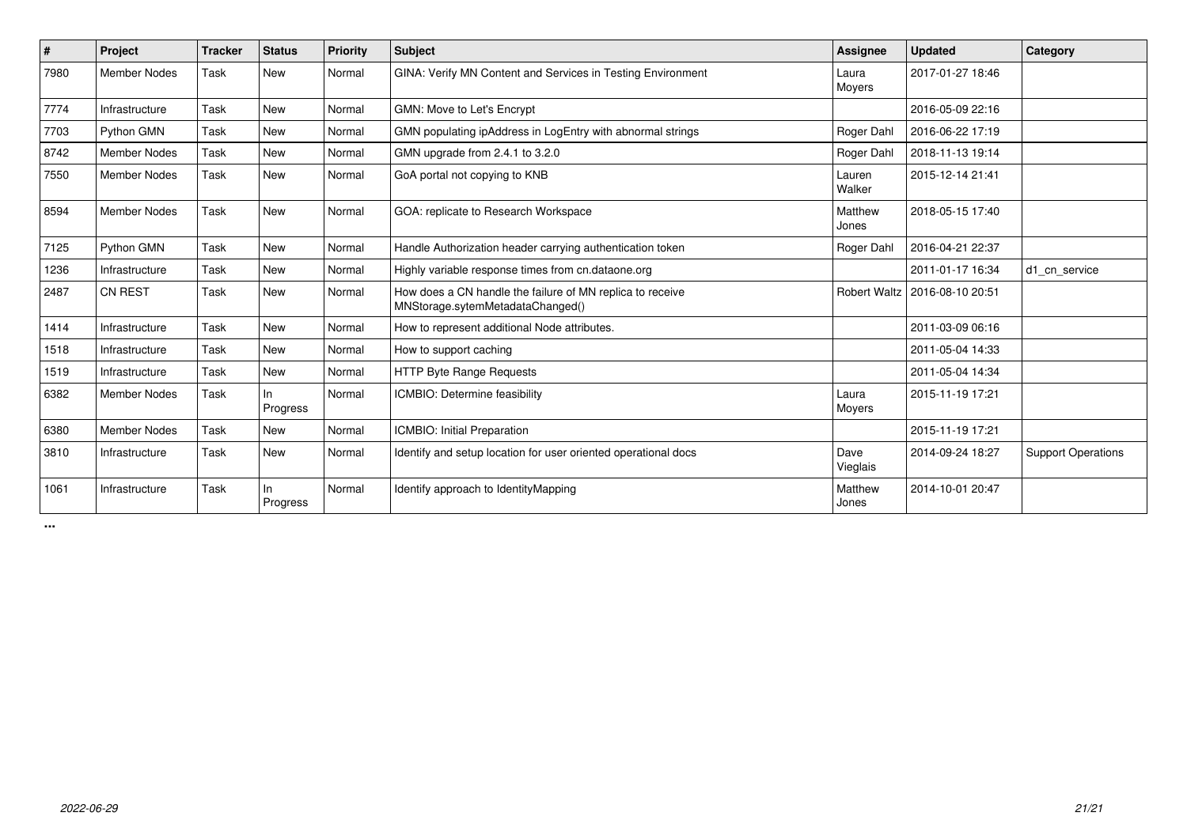| # | Project | Tracker | Status | Priority | Subject | Assignee | Updated | Category |
|---|---|---|---|---|---|---|---|---|
| 7980 | Member Nodes | Task | New | Normal | GINA: Verify MN Content and Services in Testing Environment | Laura Moyers | 2017-01-27 18:46 | |
| 7774 | Infrastructure | Task | New | Normal | GMN: Move to Let's Encrypt | | 2016-05-09 22:16 | |
| 7703 | Python GMN | Task | New | Normal | GMN populating ipAddress in LogEntry with abnormal strings | Roger Dahl | 2016-06-22 17:19 | |
| 8742 | Member Nodes | Task | New | Normal | GMN upgrade from 2.4.1 to 3.2.0 | Roger Dahl | 2018-11-13 19:14 | |
| 7550 | Member Nodes | Task | New | Normal | GoA portal not copying to KNB | Lauren Walker | 2015-12-14 21:41 | |
| 8594 | Member Nodes | Task | New | Normal | GOA: replicate to Research Workspace | Matthew Jones | 2018-05-15 17:40 | |
| 7125 | Python GMN | Task | New | Normal | Handle Authorization header carrying authentication token | Roger Dahl | 2016-04-21 22:37 | |
| 1236 | Infrastructure | Task | New | Normal | Highly variable response times from cn.dataone.org | | 2011-01-17 16:34 | d1_cn_service |
| 2487 | CN REST | Task | New | Normal | How does a CN handle the failure of MN replica to receive MNStorage.sytemMetadataChanged() | Robert Waltz | 2016-08-10 20:51 | |
| 1414 | Infrastructure | Task | New | Normal | How to represent additional Node attributes. | | 2011-03-09 06:16 | |
| 1518 | Infrastructure | Task | New | Normal | How to support caching | | 2011-05-04 14:33 | |
| 1519 | Infrastructure | Task | New | Normal | HTTP Byte Range Requests | | 2011-05-04 14:34 | |
| 6382 | Member Nodes | Task | In Progress | Normal | ICMBIO: Determine feasibility | Laura Moyers | 2015-11-19 17:21 | |
| 6380 | Member Nodes | Task | New | Normal | ICMBIO: Initial Preparation | | 2015-11-19 17:21 | |
| 3810 | Infrastructure | Task | New | Normal | Identify and setup location for user oriented operational docs | Dave Vieglais | 2014-09-24 18:27 | Support Operations |
| 1061 | Infrastructure | Task | In Progress | Normal | Identify approach to IdentityMapping | Matthew Jones | 2014-10-01 20:47 | |

...